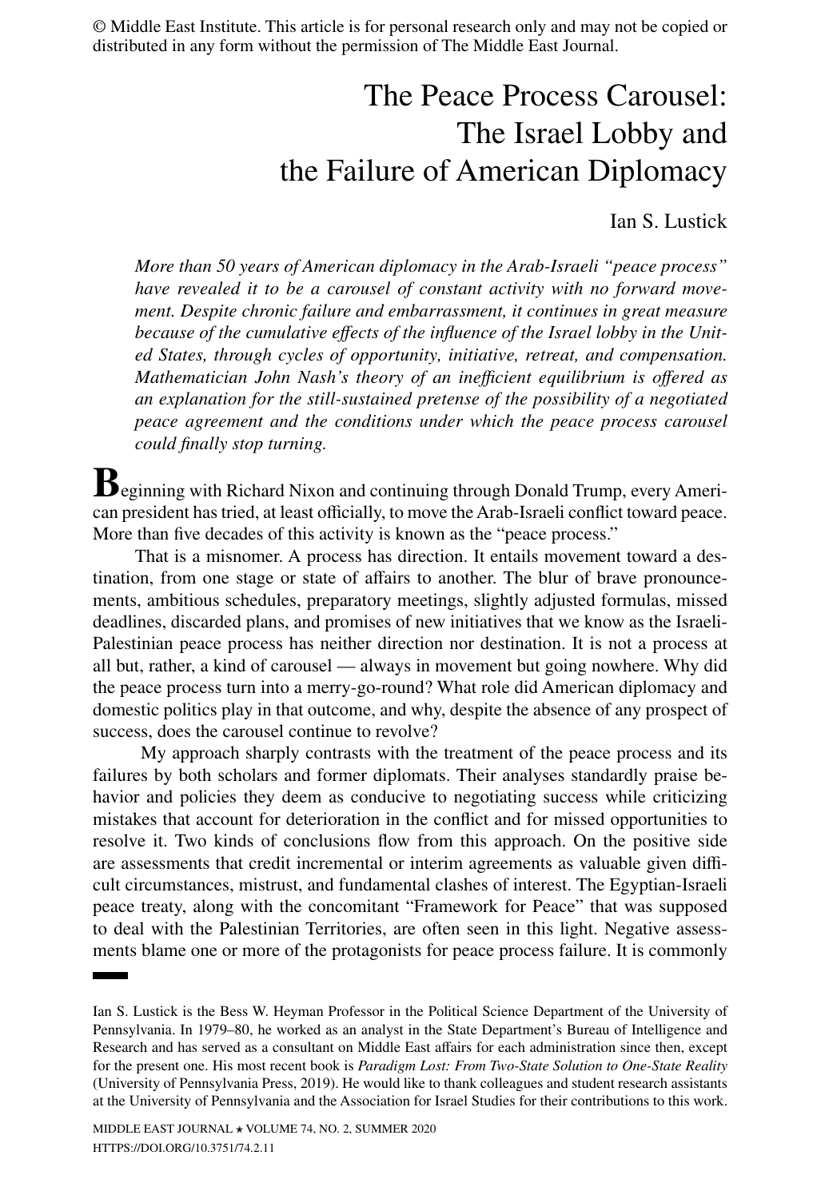© Middle East Institute. This article is for personal research only and may not be copied or distributed in any form without the permission of The Middle East Journal.

# The Peace Process Carousel: The Israel Lobby and the Failure of American Diplomacy

Ian S. Lustick

*More than 50 years of American diplomacy in the Arab-Israeli "peace process" have revealed it to be a carousel of constant activity with no forward movement. Despite chronic failure and embarrassment, it continues in great measure because of the cumulative effects of the influence of the Israel lobby in the United States, through cycles of opportunity, initiative, retreat, and compensation. Mathematician John Nash's theory of an inefficient equilibrium is offered as an explanation for the still-sustained pretense of the possibility of a negotiated peace agreement and the conditions under which the peace process carousel could finally stop turning.*

**B**eginning with Richard Nixon and continuing through Donald Trump, every American president has tried, at least officially, to move the Arab-Israeli conflict toward peace. More than five decades of this activity is known as the "peace process."

That is a misnomer. A process has direction. It entails movement toward a destination, from one stage or state of affairs to another. The blur of brave pronouncements, ambitious schedules, preparatory meetings, slightly adjusted formulas, missed deadlines, discarded plans, and promises of new initiatives that we know as the Israeli-Palestinian peace process has neither direction nor destination. It is not a process at all but, rather, a kind of carousel — always in movement but going nowhere. Why did the peace process turn into a merry-go-round? What role did American diplomacy and domestic politics play in that outcome, and why, despite the absence of any prospect of success, does the carousel continue to revolve?

My approach sharply contrasts with the treatment of the peace process and its failures by both scholars and former diplomats. Their analyses standardly praise behavior and policies they deem as conducive to negotiating success while criticizing mistakes that account for deterioration in the conflict and for missed opportunities to resolve it. Two kinds of conclusions flow from this approach. On the positive side are assessments that credit incremental or interim agreements as valuable given difficult circumstances, mistrust, and fundamental clashes of interest. The Egyptian-Israeli peace treaty, along with the concomitant "Framework for Peace" that was supposed to deal with the Palestinian Territories, are often seen in this light. Negative assessments blame one or more of the protagonists for peace process failure. It is commonly

Ian S. Lustick is the Bess W. Heyman Professor in the Political Science Department of the University of Pennsylvania. In 1979–80, he worked as an analyst in the State Department's Bureau of Intelligence and Research and has served as a consultant on Middle East affairs for each administration since then, except for the present one. His most recent book is *Paradigm Lost: From Two-State Solution to One-State Reality* (University of Pennsylvania Press, 2019). He would like to thank colleagues and student research assistants at the University of Pennsylvania and the Association for Israel Studies for their contributions to this work.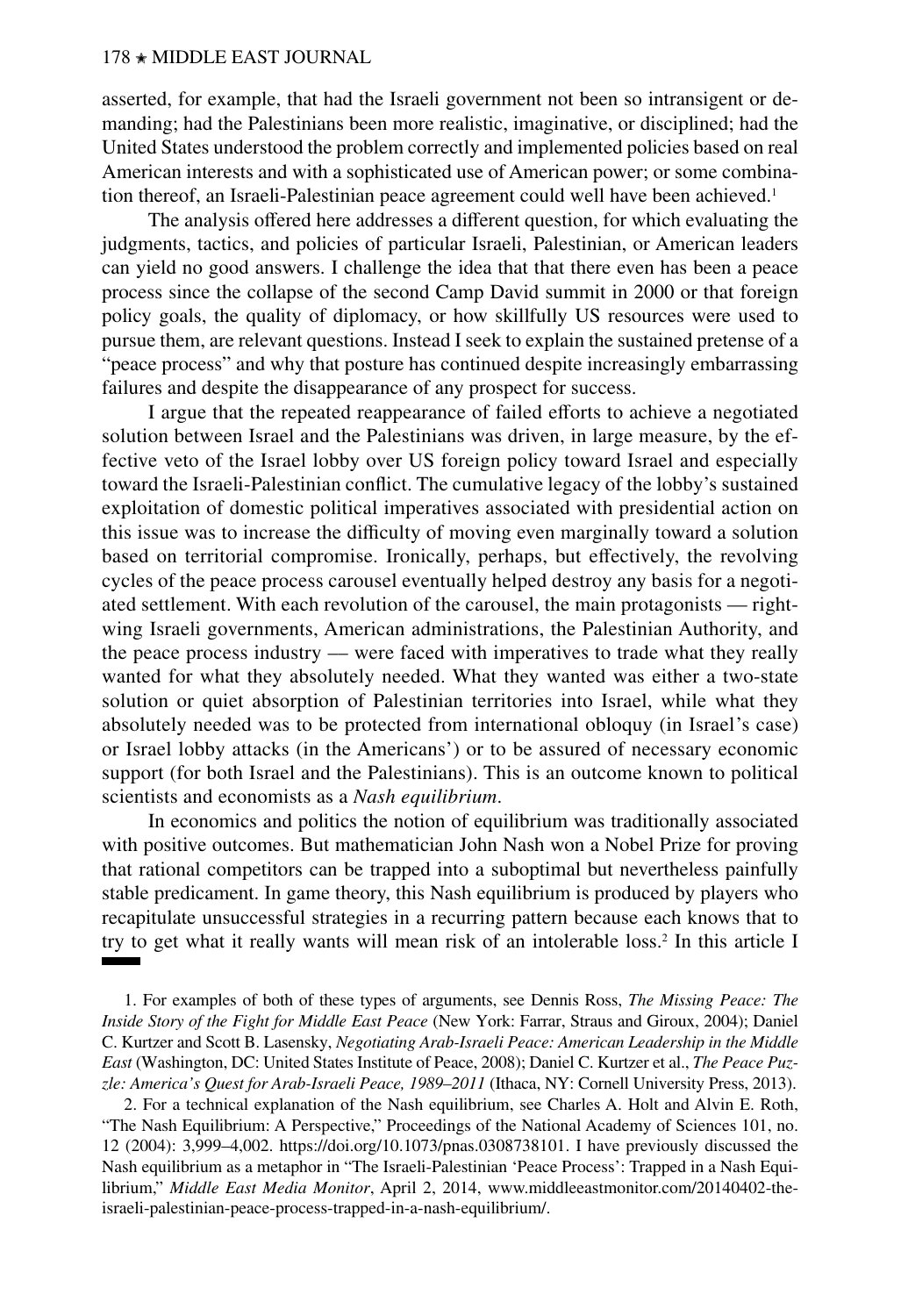asserted, for example, that had the Israeli government not been so intransigent or demanding; had the Palestinians been more realistic, imaginative, or disciplined; had the United States understood the problem correctly and implemented policies based on real American interests and with a sophisticated use of American power; or some combination thereof, an Israeli-Palestinian peace agreement could well have been achieved.[1]

The analysis offered here addresses a different question, for which evaluating the judgments, tactics, and policies of particular Israeli, Palestinian, or American leaders can yield no good answers. I challenge the idea that that there even has been a peace process since the collapse of the second Camp David summit in 2000 or that foreign policy goals, the quality of diplomacy, or how skillfully US resources were used to pursue them, are relevant questions. Instead I seek to explain the sustained pretense of a "peace process" and why that posture has continued despite increasingly embarrassing failures and despite the disappearance of any prospect for success.

I argue that the repeated reappearance of failed efforts to achieve a negotiated solution between Israel and the Palestinians was driven, in large measure, by the effective veto of the Israel lobby over US foreign policy toward Israel and especially toward the Israeli-Palestinian conflict. The cumulative legacy of the lobby's sustained exploitation of domestic political imperatives associated with presidential action on this issue was to increase the difficulty of moving even marginally toward a solution based on territorial compromise. Ironically, perhaps, but effectively, the revolving cycles of the peace process carousel eventually helped destroy any basis for a negotiated settlement. With each revolution of the carousel, the main protagonists — right-wing Israeli governments, American administrations, the Palestinian Authority, and the peace process industry — were faced with imperatives to trade what they really wanted for what they absolutely needed. What they wanted was either a two-state solution or quiet absorption of Palestinian territories into Israel, while what they absolutely needed was to be protected from international obloquy (in Israel's case) or Israel lobby attacks (in the Americans') or to be assured of necessary economic support (for both Israel and the Palestinians). This is an outcome known to political scientists and economists as a *Nash equilibrium*.

In economics and politics the notion of equilibrium was traditionally associated with positive outcomes. But mathematician John Nash won a Nobel Prize for proving that rational competitors can be trapped into a suboptimal but nevertheless painfully stable predicament. In game theory, this Nash equilibrium is produced by players who recapitulate unsuccessful strategies in a recurring pattern because each knows that to try to get what it really wants will mean risk of an intolerable loss.[2] In this article I

1. For examples of both of these types of arguments, see Dennis Ross, *The Missing Peace: The Inside Story of the Fight for Middle East Peace* (New York: Farrar, Straus and Giroux, 2004); Daniel C. Kurtzer and Scott B. Lasensky, *Negotiating Arab-Israeli Peace: American Leadership in the Middle East* (Washington, DC: United States Institute of Peace, 2008); Daniel C. Kurtzer et al., *The Peace Puzzle: America's Quest for Arab-Israeli Peace, 1989–2011* (Ithaca, NY: Cornell University Press, 2013).

2. For a technical explanation of the Nash equilibrium, see Charles A. Holt and Alvin E. Roth, "The Nash Equilibrium: A Perspective," Proceedings of the National Academy of Sciences 101, no. 12 (2004): 3,999–4,002. https://doi.org/10.1073/pnas.0308738101. I have previously discussed the Nash equilibrium as a metaphor in "The Israeli-Palestinian 'Peace Process': Trapped in a Nash Equilibrium," *Middle East Media Monitor*, April 2, 2014, www.middleeastmonitor.com/20140402-the-israeli-palestinian-peace-process-trapped-in-a-nash-equilibrium/.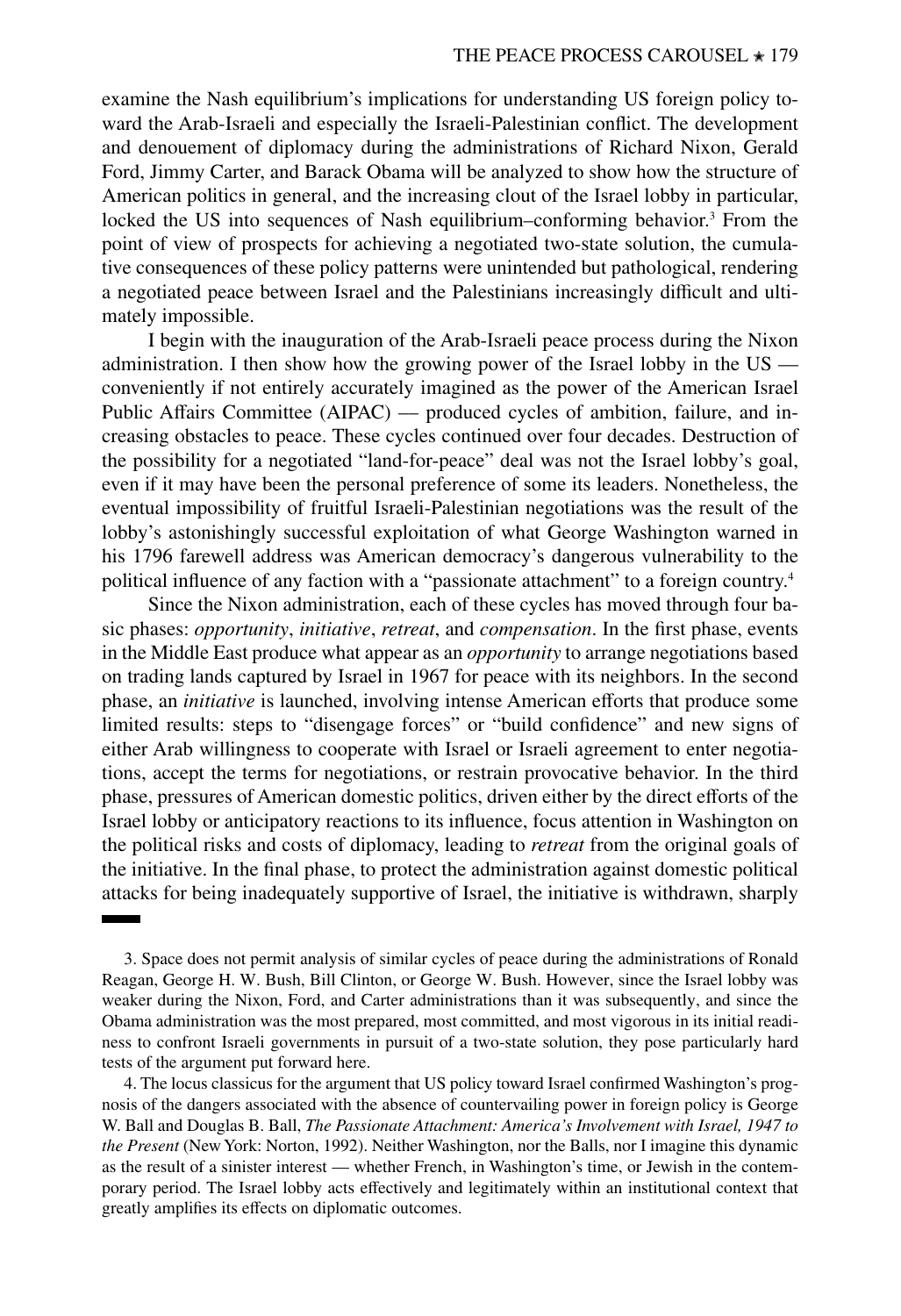examine the Nash equilibrium's implications for understanding US foreign policy toward the Arab-Israeli and especially the Israeli-Palestinian conflict. The development and denouement of diplomacy during the administrations of Richard Nixon, Gerald Ford, Jimmy Carter, and Barack Obama will be analyzed to show how the structure of American politics in general, and the increasing clout of the Israel lobby in particular, locked the US into sequences of Nash equilibrium–conforming behavior.[3] From the point of view of prospects for achieving a negotiated two-state solution, the cumulative consequences of these policy patterns were unintended but pathological, rendering a negotiated peace between Israel and the Palestinians increasingly difficult and ultimately impossible.

I begin with the inauguration of the Arab-Israeli peace process during the Nixon administration. I then show how the growing power of the Israel lobby in the US — conveniently if not entirely accurately imagined as the power of the American Israel Public Affairs Committee (AIPAC) — produced cycles of ambition, failure, and increasing obstacles to peace. These cycles continued over four decades. Destruction of the possibility for a negotiated "land-for-peace" deal was not the Israel lobby's goal, even if it may have been the personal preference of some its leaders. Nonetheless, the eventual impossibility of fruitful Israeli-Palestinian negotiations was the result of the lobby's astonishingly successful exploitation of what George Washington warned in his 1796 farewell address was American democracy's dangerous vulnerability to the political influence of any faction with a "passionate attachment" to a foreign country.[4]

Since the Nixon administration, each of these cycles has moved through four basic phases: *opportunity*, *initiative*, *retreat*, and *compensation*. In the first phase, events in the Middle East produce what appear as an *opportunity* to arrange negotiations based on trading lands captured by Israel in 1967 for peace with its neighbors. In the second phase, an *initiative* is launched, involving intense American efforts that produce some limited results: steps to "disengage forces" or "build confidence" and new signs of either Arab willingness to cooperate with Israel or Israeli agreement to enter negotiations, accept the terms for negotiations, or restrain provocative behavior. In the third phase, pressures of American domestic politics, driven either by the direct efforts of the Israel lobby or anticipatory reactions to its influence, focus attention in Washington on the political risks and costs of diplomacy, leading to *retreat* from the original goals of the initiative. In the final phase, to protect the administration against domestic political attacks for being inadequately supportive of Israel, the initiative is withdrawn, sharply

---

3. Space does not permit analysis of similar cycles of peace during the administrations of Ronald Reagan, George H. W. Bush, Bill Clinton, or George W. Bush. However, since the Israel lobby was weaker during the Nixon, Ford, and Carter administrations than it was subsequently, and since the Obama administration was the most prepared, most committed, and most vigorous in its initial readiness to confront Israeli governments in pursuit of a two-state solution, they pose particularly hard tests of the argument put forward here.

4. The locus classicus for the argument that US policy toward Israel confirmed Washington's prognosis of the dangers associated with the absence of countervailing power in foreign policy is George W. Ball and Douglas B. Ball, *The Passionate Attachment: America's Involvement with Israel, 1947 to the Present* (New York: Norton, 1992). Neither Washington, nor the Balls, nor I imagine this dynamic as the result of a sinister interest — whether French, in Washington's time, or Jewish in the contemporary period. The Israel lobby acts effectively and legitimately within an institutional context that greatly amplifies its effects on diplomatic outcomes.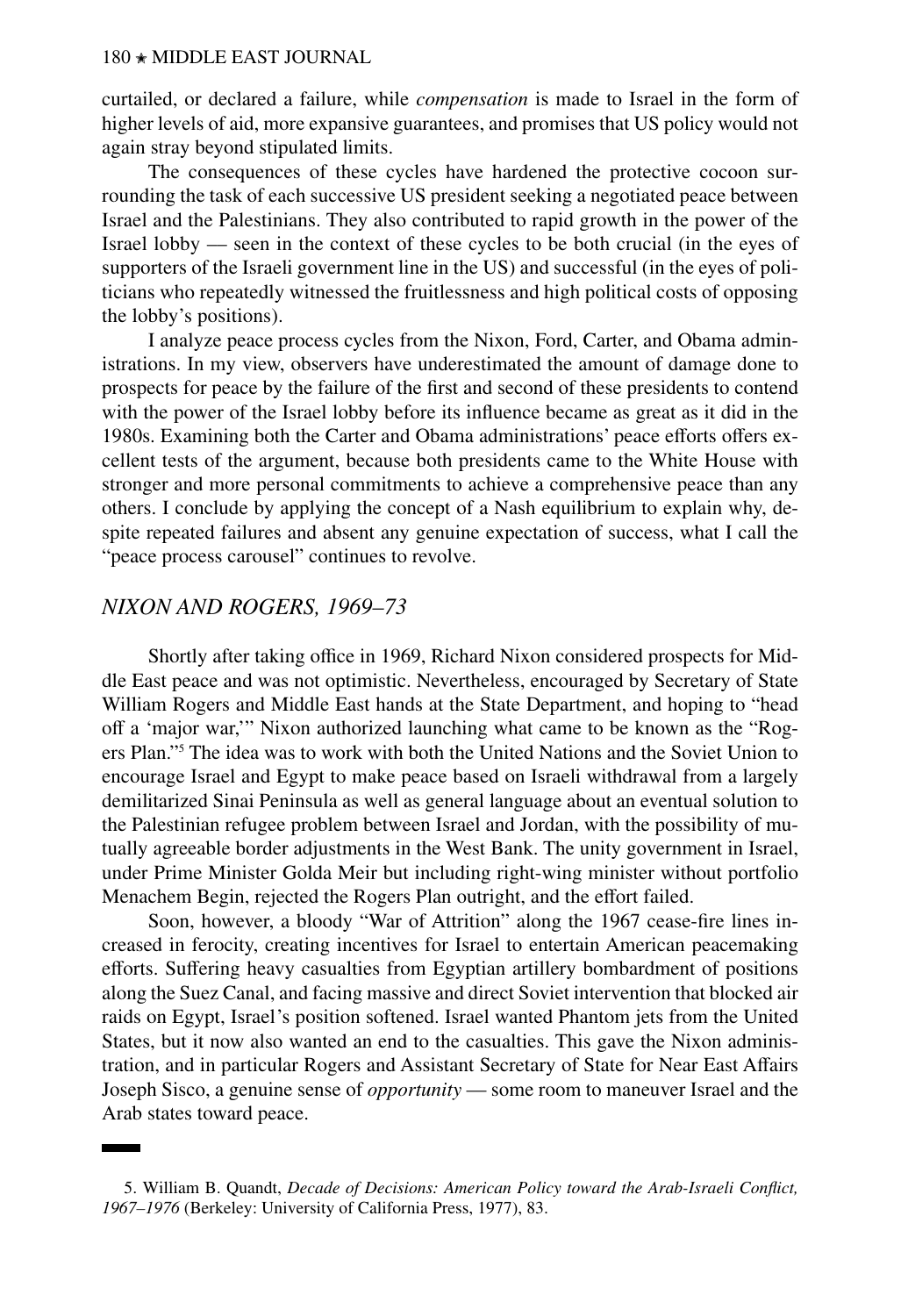curtailed, or declared a failure, while *compensation* is made to Israel in the form of higher levels of aid, more expansive guarantees, and promises that US policy would not again stray beyond stipulated limits.

The consequences of these cycles have hardened the protective cocoon surrounding the task of each successive US president seeking a negotiated peace between Israel and the Palestinians. They also contributed to rapid growth in the power of the Israel lobby — seen in the context of these cycles to be both crucial (in the eyes of supporters of the Israeli government line in the US) and successful (in the eyes of politicians who repeatedly witnessed the fruitlessness and high political costs of opposing the lobby's positions).

I analyze peace process cycles from the Nixon, Ford, Carter, and Obama administrations. In my view, observers have underestimated the amount of damage done to prospects for peace by the failure of the first and second of these presidents to contend with the power of the Israel lobby before its influence became as great as it did in the 1980s. Examining both the Carter and Obama administrations' peace efforts offers excellent tests of the argument, because both presidents came to the White House with stronger and more personal commitments to achieve a comprehensive peace than any others. I conclude by applying the concept of a Nash equilibrium to explain why, despite repeated failures and absent any genuine expectation of success, what I call the "peace process carousel" continues to revolve.

## *NIXON AND ROGERS, 1969–73*

Shortly after taking office in 1969, Richard Nixon considered prospects for Middle East peace and was not optimistic. Nevertheless, encouraged by Secretary of State William Rogers and Middle East hands at the State Department, and hoping to "head off a 'major war,'" Nixon authorized launching what came to be known as the "Rogers Plan."[5] The idea was to work with both the United Nations and the Soviet Union to encourage Israel and Egypt to make peace based on Israeli withdrawal from a largely demilitarized Sinai Peninsula as well as general language about an eventual solution to the Palestinian refugee problem between Israel and Jordan, with the possibility of mutually agreeable border adjustments in the West Bank. The unity government in Israel, under Prime Minister Golda Meir but including right-wing minister without portfolio Menachem Begin, rejected the Rogers Plan outright, and the effort failed.

Soon, however, a bloody "War of Attrition" along the 1967 cease-fire lines increased in ferocity, creating incentives for Israel to entertain American peacemaking efforts. Suffering heavy casualties from Egyptian artillery bombardment of positions along the Suez Canal, and facing massive and direct Soviet intervention that blocked air raids on Egypt, Israel's position softened. Israel wanted Phantom jets from the United States, but it now also wanted an end to the casualties. This gave the Nixon administration, and in particular Rogers and Assistant Secretary of State for Near East Affairs Joseph Sisco, a genuine sense of *opportunity* — some room to maneuver Israel and the Arab states toward peace.

---

5. William B. Quandt, *Decade of Decisions: American Policy toward the Arab-Israeli Conflict, 1967–1976* (Berkeley: University of California Press, 1977), 83.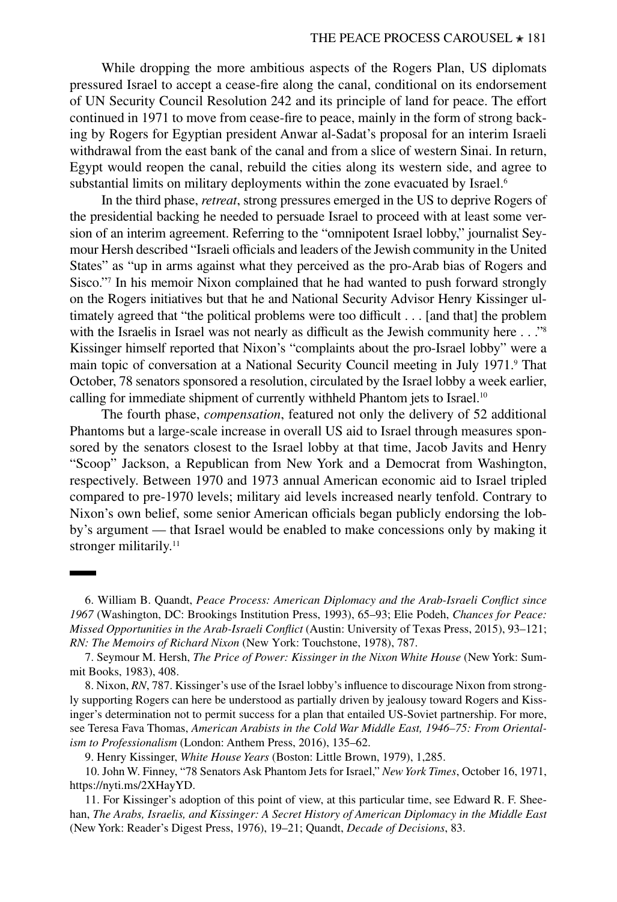While dropping the more ambitious aspects of the Rogers Plan, US diplomats pressured Israel to accept a cease-fire along the canal, conditional on its endorsement of UN Security Council Resolution 242 and its principle of land for peace. The effort continued in 1971 to move from cease-fire to peace, mainly in the form of strong backing by Rogers for Egyptian president Anwar al-Sadat's proposal for an interim Israeli withdrawal from the east bank of the canal and from a slice of western Sinai. In return, Egypt would reopen the canal, rebuild the cities along its western side, and agree to substantial limits on military deployments within the zone evacuated by Israel.[6]

In the third phase, *retreat*, strong pressures emerged in the US to deprive Rogers of the presidential backing he needed to persuade Israel to proceed with at least some version of an interim agreement. Referring to the "omnipotent Israel lobby," journalist Seymour Hersh described "Israeli officials and leaders of the Jewish community in the United States" as "up in arms against what they perceived as the pro-Arab bias of Rogers and Sisco."[7] In his memoir Nixon complained that he had wanted to push forward strongly on the Rogers initiatives but that he and National Security Advisor Henry Kissinger ultimately agreed that "the political problems were too difficult . . . [and that] the problem with the Israelis in Israel was not nearly as difficult as the Jewish community here . . ."[8] Kissinger himself reported that Nixon's "complaints about the pro-Israel lobby" were a main topic of conversation at a National Security Council meeting in July 1971.[9] That October, 78 senators sponsored a resolution, circulated by the Israel lobby a week earlier, calling for immediate shipment of currently withheld Phantom jets to Israel.[10]

The fourth phase, *compensation*, featured not only the delivery of 52 additional Phantoms but a large-scale increase in overall US aid to Israel through measures sponsored by the senators closest to the Israel lobby at that time, Jacob Javits and Henry "Scoop" Jackson, a Republican from New York and a Democrat from Washington, respectively. Between 1970 and 1973 annual American economic aid to Israel tripled compared to pre-1970 levels; military aid levels increased nearly tenfold. Contrary to Nixon's own belief, some senior American officials began publicly endorsing the lobby's argument — that Israel would be enabled to make concessions only by making it stronger militarily.[11]

---

6. William B. Quandt, *Peace Process: American Diplomacy and the Arab-Israeli Conflict since 1967* (Washington, DC: Brookings Institution Press, 1993), 65–93; Elie Podeh, *Chances for Peace: Missed Opportunities in the Arab-Israeli Conflict* (Austin: University of Texas Press, 2015), 93–121; *RN: The Memoirs of Richard Nixon* (New York: Touchstone, 1978), 787.

7. Seymour M. Hersh, *The Price of Power: Kissinger in the Nixon White House* (New York: Summit Books, 1983), 408.

8. Nixon, *RN*, 787. Kissinger's use of the Israel lobby's influence to discourage Nixon from strongly supporting Rogers can here be understood as partially driven by jealousy toward Rogers and Kissinger's determination not to permit success for a plan that entailed US-Soviet partnership. For more, see Teresa Fava Thomas, *American Arabists in the Cold War Middle East, 1946–75: From Orientalism to Professionalism* (London: Anthem Press, 2016), 135–62.

9. Henry Kissinger, *White House Years* (Boston: Little Brown, 1979), 1,285.

10. John W. Finney, "78 Senators Ask Phantom Jets for Israel," *New York Times*, October 16, 1971, https://nyti.ms/2XHayYD.

11. For Kissinger's adoption of this point of view, at this particular time, see Edward R. F. Sheehan, *The Arabs, Israelis, and Kissinger: A Secret History of American Diplomacy in the Middle East* (New York: Reader's Digest Press, 1976), 19–21; Quandt, *Decade of Decisions*, 83.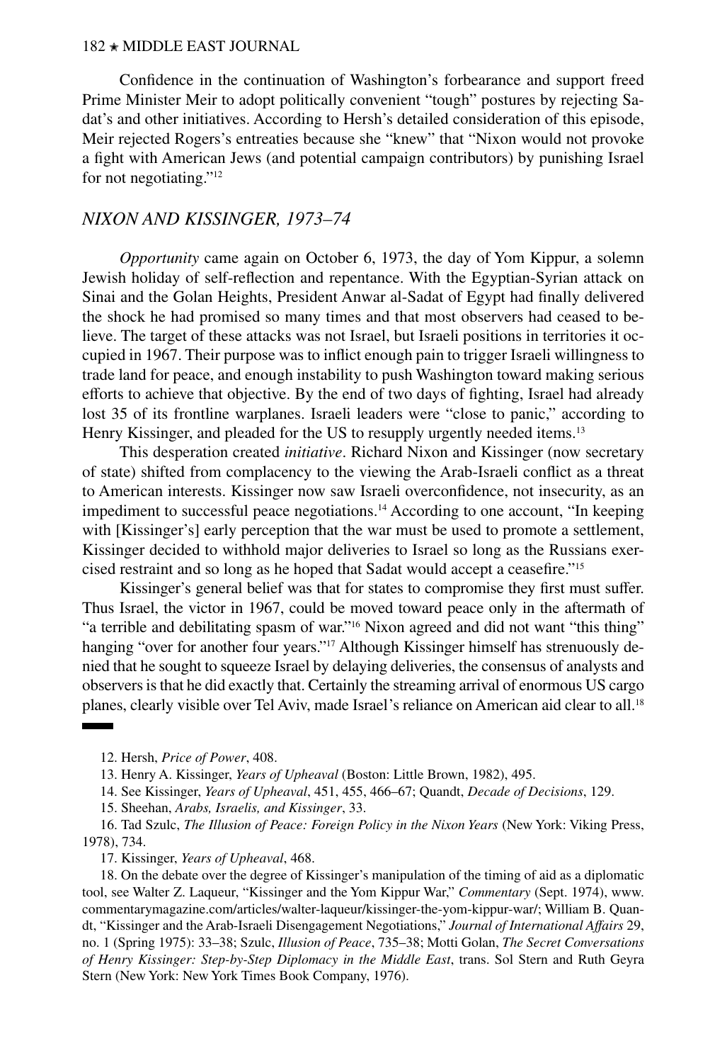Confidence in the continuation of Washington's forbearance and support freed Prime Minister Meir to adopt politically convenient "tough" postures by rejecting Sadat's and other initiatives. According to Hersh's detailed consideration of this episode, Meir rejected Rogers's entreaties because she "knew" that "Nixon would not provoke a fight with American Jews (and potential campaign contributors) by punishing Israel for not negotiating."[12]

## *NIXON AND KISSINGER, 1973–74*

*Opportunity* came again on October 6, 1973, the day of Yom Kippur, a solemn Jewish holiday of self-reflection and repentance. With the Egyptian-Syrian attack on Sinai and the Golan Heights, President Anwar al-Sadat of Egypt had finally delivered the shock he had promised so many times and that most observers had ceased to believe. The target of these attacks was not Israel, but Israeli positions in territories it occupied in 1967. Their purpose was to inflict enough pain to trigger Israeli willingness to trade land for peace, and enough instability to push Washington toward making serious efforts to achieve that objective. By the end of two days of fighting, Israel had already lost 35 of its frontline warplanes. Israeli leaders were "close to panic," according to Henry Kissinger, and pleaded for the US to resupply urgently needed items.[13]

This desperation created *initiative*. Richard Nixon and Kissinger (now secretary of state) shifted from complacency to the viewing the Arab-Israeli conflict as a threat to American interests. Kissinger now saw Israeli overconfidence, not insecurity, as an impediment to successful peace negotiations.[14] According to one account, "In keeping with [Kissinger's] early perception that the war must be used to promote a settlement, Kissinger decided to withhold major deliveries to Israel so long as the Russians exercised restraint and so long as he hoped that Sadat would accept a ceasefire."[15]

Kissinger's general belief was that for states to compromise they first must suffer. Thus Israel, the victor in 1967, could be moved toward peace only in the aftermath of "a terrible and debilitating spasm of war."[16] Nixon agreed and did not want "this thing" hanging "over for another four years."[17] Although Kissinger himself has strenuously denied that he sought to squeeze Israel by delaying deliveries, the consensus of analysts and observers is that he did exactly that. Certainly the streaming arrival of enormous US cargo planes, clearly visible over Tel Aviv, made Israel's reliance on American aid clear to all.[18]

---

12. Hersh, *Price of Power*, 408.

13. Henry A. Kissinger, *Years of Upheaval* (Boston: Little Brown, 1982), 495.

14. See Kissinger, *Years of Upheaval*, 451, 455, 466–67; Quandt, *Decade of Decisions*, 129.

15. Sheehan, *Arabs, Israelis, and Kissinger*, 33.

16. Tad Szulc, *The Illusion of Peace: Foreign Policy in the Nixon Years* (New York: Viking Press, 1978), 734.

17. Kissinger, *Years of Upheaval*, 468.

18. On the debate over the degree of Kissinger's manipulation of the timing of aid as a diplomatic tool, see Walter Z. Laqueur, "Kissinger and the Yom Kippur War," *Commentary* (Sept. 1974), www.commentarymagazine.com/articles/walter-laqueur/kissinger-the-yom-kippur-war/; William B. Quandt, "Kissinger and the Arab-Israeli Disengagement Negotiations," *Journal of International Affairs* 29, no. 1 (Spring 1975): 33–38; Szulc, *Illusion of Peace*, 735–38; Motti Golan, *The Secret Conversations of Henry Kissinger: Step-by-Step Diplomacy in the Middle East*, trans. Sol Stern and Ruth Geyra Stern (New York: New York Times Book Company, 1976).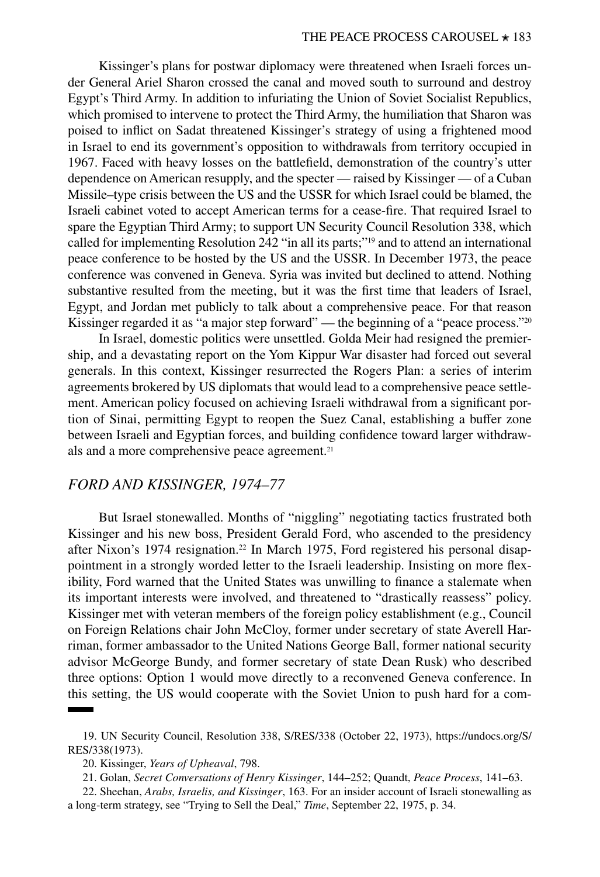Kissinger's plans for postwar diplomacy were threatened when Israeli forces under General Ariel Sharon crossed the canal and moved south to surround and destroy Egypt's Third Army. In addition to infuriating the Union of Soviet Socialist Republics, which promised to intervene to protect the Third Army, the humiliation that Sharon was poised to inflict on Sadat threatened Kissinger's strategy of using a frightened mood in Israel to end its government's opposition to withdrawals from territory occupied in 1967. Faced with heavy losses on the battlefield, demonstration of the country's utter dependence on American resupply, and the specter — raised by Kissinger — of a Cuban Missile–type crisis between the US and the USSR for which Israel could be blamed, the Israeli cabinet voted to accept American terms for a cease-fire. That required Israel to spare the Egyptian Third Army; to support UN Security Council Resolution 338, which called for implementing Resolution 242 "in all its parts;"[19] and to attend an international peace conference to be hosted by the US and the USSR. In December 1973, the peace conference was convened in Geneva. Syria was invited but declined to attend. Nothing substantive resulted from the meeting, but it was the first time that leaders of Israel, Egypt, and Jordan met publicly to talk about a comprehensive peace. For that reason Kissinger regarded it as "a major step forward" — the beginning of a "peace process."[20]

In Israel, domestic politics were unsettled. Golda Meir had resigned the premiership, and a devastating report on the Yom Kippur War disaster had forced out several generals. In this context, Kissinger resurrected the Rogers Plan: a series of interim agreements brokered by US diplomats that would lead to a comprehensive peace settlement. American policy focused on achieving Israeli withdrawal from a significant portion of Sinai, permitting Egypt to reopen the Suez Canal, establishing a buffer zone between Israeli and Egyptian forces, and building confidence toward larger withdrawals and a more comprehensive peace agreement.[21]

## *FORD AND KISSINGER, 1974–77*

But Israel stonewalled. Months of "niggling" negotiating tactics frustrated both Kissinger and his new boss, President Gerald Ford, who ascended to the presidency after Nixon's 1974 resignation.[22] In March 1975, Ford registered his personal disappointment in a strongly worded letter to the Israeli leadership. Insisting on more flexibility, Ford warned that the United States was unwilling to finance a stalemate when its important interests were involved, and threatened to "drastically reassess" policy. Kissinger met with veteran members of the foreign policy establishment (e.g., Council on Foreign Relations chair John McCloy, former under secretary of state Averell Harriman, former ambassador to the United Nations George Ball, former national security advisor McGeorge Bundy, and former secretary of state Dean Rusk) who described three options: Option 1 would move directly to a reconvened Geneva conference. In this setting, the US would cooperate with the Soviet Union to push hard for a com-

19. UN Security Council, Resolution 338, S/RES/338 (October 22, 1973), https://undocs.org/S/RES/338(1973).

20. Kissinger, *Years of Upheaval*, 798.

21. Golan, *Secret Conversations of Henry Kissinger*, 144–252; Quandt, *Peace Process*, 141–63.

22. Sheehan, *Arabs, Israelis, and Kissinger*, 163. For an insider account of Israeli stonewalling as a long-term strategy, see "Trying to Sell the Deal," *Time*, September 22, 1975, p. 34.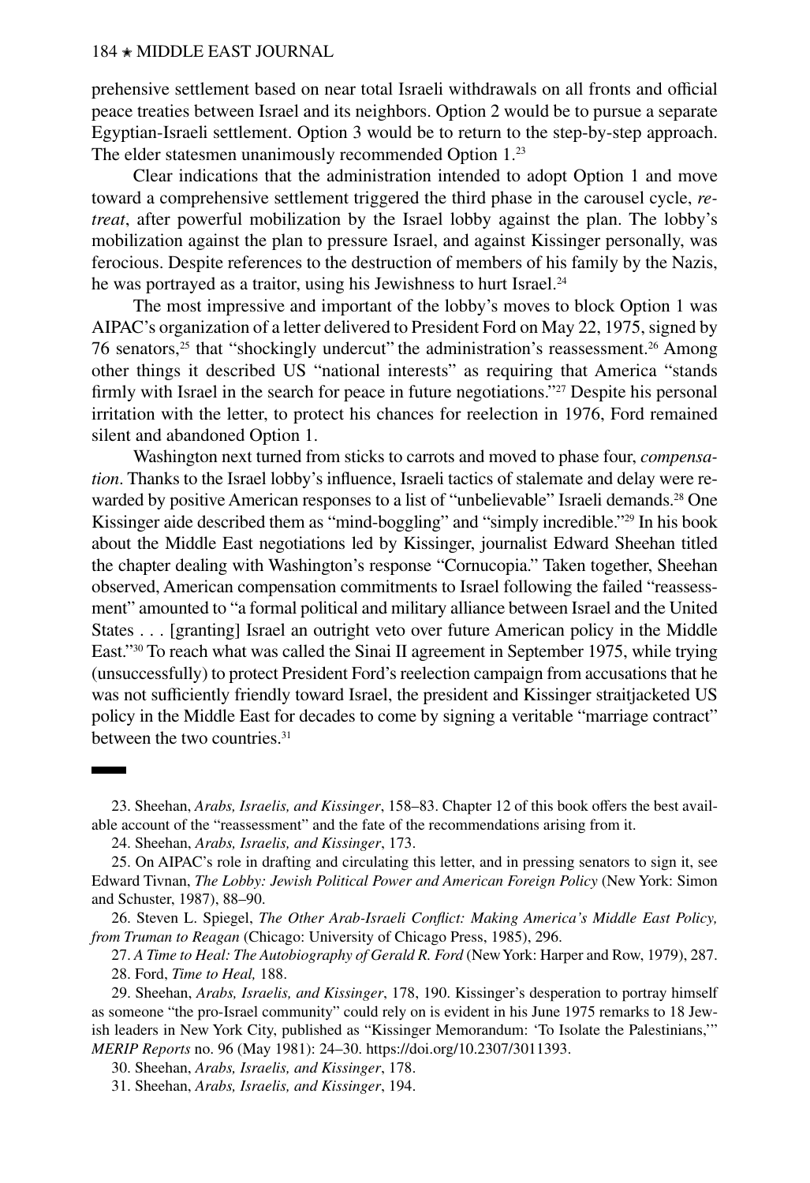prehensive settlement based on near total Israeli withdrawals on all fronts and official peace treaties between Israel and its neighbors. Option 2 would be to pursue a separate Egyptian-Israeli settlement. Option 3 would be to return to the step-by-step approach. The elder statesmen unanimously recommended Option 1.[23]

Clear indications that the administration intended to adopt Option 1 and move toward a comprehensive settlement triggered the third phase in the carousel cycle, *retreat*, after powerful mobilization by the Israel lobby against the plan. The lobby's mobilization against the plan to pressure Israel, and against Kissinger personally, was ferocious. Despite references to the destruction of members of his family by the Nazis, he was portrayed as a traitor, using his Jewishness to hurt Israel.[24]

The most impressive and important of the lobby's moves to block Option 1 was AIPAC's organization of a letter delivered to President Ford on May 22, 1975, signed by 76 senators,[25] that "shockingly undercut" the administration's reassessment.[26] Among other things it described US "national interests" as requiring that America "stands firmly with Israel in the search for peace in future negotiations."[27] Despite his personal irritation with the letter, to protect his chances for reelection in 1976, Ford remained silent and abandoned Option 1.

Washington next turned from sticks to carrots and moved to phase four, *compensation*. Thanks to the Israel lobby's influence, Israeli tactics of stalemate and delay were rewarded by positive American responses to a list of "unbelievable" Israeli demands.[28] One Kissinger aide described them as "mind-boggling" and "simply incredible."[29] In his book about the Middle East negotiations led by Kissinger, journalist Edward Sheehan titled the chapter dealing with Washington's response "Cornucopia." Taken together, Sheehan observed, American compensation commitments to Israel following the failed "reassessment" amounted to "a formal political and military alliance between Israel and the United States . . . [granting] Israel an outright veto over future American policy in the Middle East."[30] To reach what was called the Sinai II agreement in September 1975, while trying (unsuccessfully) to protect President Ford's reelection campaign from accusations that he was not sufficiently friendly toward Israel, the president and Kissinger straitjacketed US policy in the Middle East for decades to come by signing a veritable "marriage contract" between the two countries.[31]

---

23. Sheehan, *Arabs, Israelis, and Kissinger*, 158–83. Chapter 12 of this book offers the best available account of the "reassessment" and the fate of the recommendations arising from it.

24. Sheehan, *Arabs, Israelis, and Kissinger*, 173.

25. On AIPAC's role in drafting and circulating this letter, and in pressing senators to sign it, see Edward Tivnan, *The Lobby: Jewish Political Power and American Foreign Policy* (New York: Simon and Schuster, 1987), 88–90.

26. Steven L. Spiegel, *The Other Arab-Israeli Conflict: Making America's Middle East Policy, from Truman to Reagan* (Chicago: University of Chicago Press, 1985), 296.

27. *A Time to Heal: The Autobiography of Gerald R. Ford* (New York: Harper and Row, 1979), 287.

28. Ford, *Time to Heal,* 188.

29. Sheehan, *Arabs, Israelis, and Kissinger*, 178, 190. Kissinger's desperation to portray himself as someone "the pro-Israel community" could rely on is evident in his June 1975 remarks to 18 Jewish leaders in New York City, published as "Kissinger Memorandum: 'To Isolate the Palestinians,'" *MERIP Reports* no. 96 (May 1981): 24–30. https://doi.org/10.2307/3011393.

30. Sheehan, *Arabs, Israelis, and Kissinger*, 178.

31. Sheehan, *Arabs, Israelis, and Kissinger*, 194.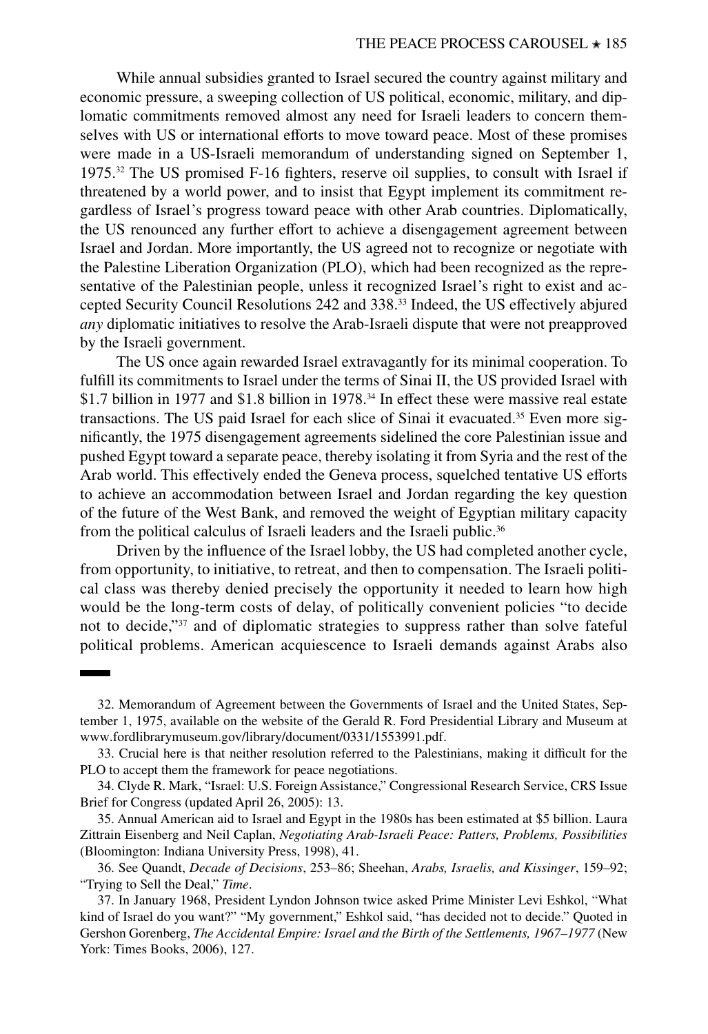While annual subsidies granted to Israel secured the country against military and economic pressure, a sweeping collection of US political, economic, military, and diplomatic commitments removed almost any need for Israeli leaders to concern themselves with US or international efforts to move toward peace. Most of these promises were made in a US-Israeli memorandum of understanding signed on September 1, 1975.[32] The US promised F-16 fighters, reserve oil supplies, to consult with Israel if threatened by a world power, and to insist that Egypt implement its commitment regardless of Israel's progress toward peace with other Arab countries. Diplomatically, the US renounced any further effort to achieve a disengagement agreement between Israel and Jordan. More importantly, the US agreed not to recognize or negotiate with the Palestine Liberation Organization (PLO), which had been recognized as the representative of the Palestinian people, unless it recognized Israel's right to exist and accepted Security Council Resolutions 242 and 338.[33] Indeed, the US effectively abjured *any* diplomatic initiatives to resolve the Arab-Israeli dispute that were not preapproved by the Israeli government.

The US once again rewarded Israel extravagantly for its minimal cooperation. To fulfill its commitments to Israel under the terms of Sinai II, the US provided Israel with $1.7 billion in 1977 and $1.8 billion in 1978.[34] In effect these were massive real estate transactions. The US paid Israel for each slice of Sinai it evacuated.[35] Even more significantly, the 1975 disengagement agreements sidelined the core Palestinian issue and pushed Egypt toward a separate peace, thereby isolating it from Syria and the rest of the Arab world. This effectively ended the Geneva process, squelched tentative US efforts to achieve an accommodation between Israel and Jordan regarding the key question of the future of the West Bank, and removed the weight of Egyptian military capacity from the political calculus of Israeli leaders and the Israeli public.[36]

Driven by the influence of the Israel lobby, the US had completed another cycle, from opportunity, to initiative, to retreat, and then to compensation. The Israeli political class was thereby denied precisely the opportunity it needed to learn how high would be the long-term costs of delay, of politically convenient policies "to decide not to decide,"[37] and of diplomatic strategies to suppress rather than solve fateful political problems. American acquiescence to Israeli demands against Arabs also

---

32. Memorandum of Agreement between the Governments of Israel and the United States, September 1, 1975, available on the website of the Gerald R. Ford Presidential Library and Museum at www.fordlibrarymuseum.gov/library/document/0331/1553991.pdf.

33. Crucial here is that neither resolution referred to the Palestinians, making it difficult for the PLO to accept them the framework for peace negotiations.

34. Clyde R. Mark, "Israel: U.S. Foreign Assistance," Congressional Research Service, CRS Issue Brief for Congress (updated April 26, 2005): 13.

35. Annual American aid to Israel and Egypt in the 1980s has been estimated at $5 billion. Laura Zittrain Eisenberg and Neil Caplan, *Negotiating Arab-Israeli Peace: Patters, Problems, Possibilities* (Bloomington: Indiana University Press, 1998), 41.

36. See Quandt, *Decade of Decisions*, 253–86; Sheehan, *Arabs, Israelis, and Kissinger*, 159–92; "Trying to Sell the Deal," *Time*.

37. In January 1968, President Lyndon Johnson twice asked Prime Minister Levi Eshkol, "What kind of Israel do you want?" "My government," Eshkol said, "has decided not to decide." Quoted in Gershon Gorenberg, *The Accidental Empire: Israel and the Birth of the Settlements, 1967–1977* (New York: Times Books, 2006), 127.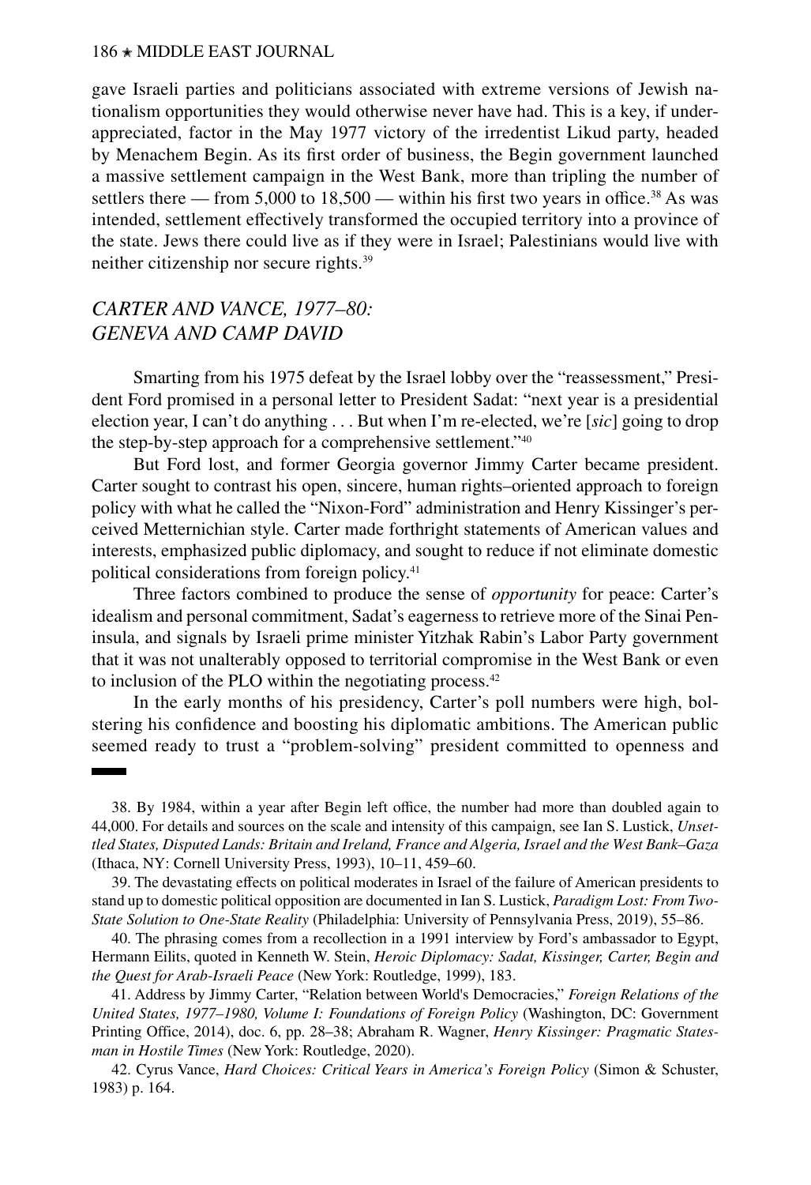gave Israeli parties and politicians associated with extreme versions of Jewish nationalism opportunities they would otherwise never have had. This is a key, if under-appreciated, factor in the May 1977 victory of the irredentist Likud party, headed by Menachem Begin. As its first order of business, the Begin government launched a massive settlement campaign in the West Bank, more than tripling the number of settlers there — from 5,000 to 18,500 — within his first two years in office.[38] As was intended, settlement effectively transformed the occupied territory into a province of the state. Jews there could live as if they were in Israel; Palestinians would live with neither citizenship nor secure rights.[39]

## *CARTER AND VANCE, 1977–80: GENEVA AND CAMP DAVID*

Smarting from his 1975 defeat by the Israel lobby over the "reassessment," President Ford promised in a personal letter to President Sadat: "next year is a presidential election year, I can't do anything . . . But when I'm re-elected, we're [*sic*] going to drop the step-by-step approach for a comprehensive settlement."[40]

But Ford lost, and former Georgia governor Jimmy Carter became president. Carter sought to contrast his open, sincere, human rights–oriented approach to foreign policy with what he called the "Nixon-Ford" administration and Henry Kissinger's perceived Metternichian style. Carter made forthright statements of American values and interests, emphasized public diplomacy, and sought to reduce if not eliminate domestic political considerations from foreign policy.[41]

Three factors combined to produce the sense of *opportunity* for peace: Carter's idealism and personal commitment, Sadat's eagerness to retrieve more of the Sinai Peninsula, and signals by Israeli prime minister Yitzhak Rabin's Labor Party government that it was not unalterably opposed to territorial compromise in the West Bank or even to inclusion of the PLO within the negotiating process.[42]

In the early months of his presidency, Carter's poll numbers were high, bolstering his confidence and boosting his diplomatic ambitions. The American public seemed ready to trust a "problem-solving" president committed to openness and

---

38. By 1984, within a year after Begin left office, the number had more than doubled again to 44,000. For details and sources on the scale and intensity of this campaign, see Ian S. Lustick, *Unsettled States, Disputed Lands: Britain and Ireland, France and Algeria, Israel and the West Bank–Gaza* (Ithaca, NY: Cornell University Press, 1993), 10–11, 459–60.

39. The devastating effects on political moderates in Israel of the failure of American presidents to stand up to domestic political opposition are documented in Ian S. Lustick, *Paradigm Lost: From Two-State Solution to One-State Reality* (Philadelphia: University of Pennsylvania Press, 2019), 55–86.

40. The phrasing comes from a recollection in a 1991 interview by Ford's ambassador to Egypt, Hermann Eilits, quoted in Kenneth W. Stein, *Heroic Diplomacy: Sadat, Kissinger, Carter, Begin and the Quest for Arab-Israeli Peace* (New York: Routledge, 1999), 183.

41. Address by Jimmy Carter, "Relation between World's Democracies," *Foreign Relations of the United States, 1977–1980, Volume I: Foundations of Foreign Policy* (Washington, DC: Government Printing Office, 2014), doc. 6, pp. 28–38; Abraham R. Wagner, *Henry Kissinger: Pragmatic Statesman in Hostile Times* (New York: Routledge, 2020).

42. Cyrus Vance, *Hard Choices: Critical Years in America's Foreign Policy* (Simon & Schuster, 1983) p. 164.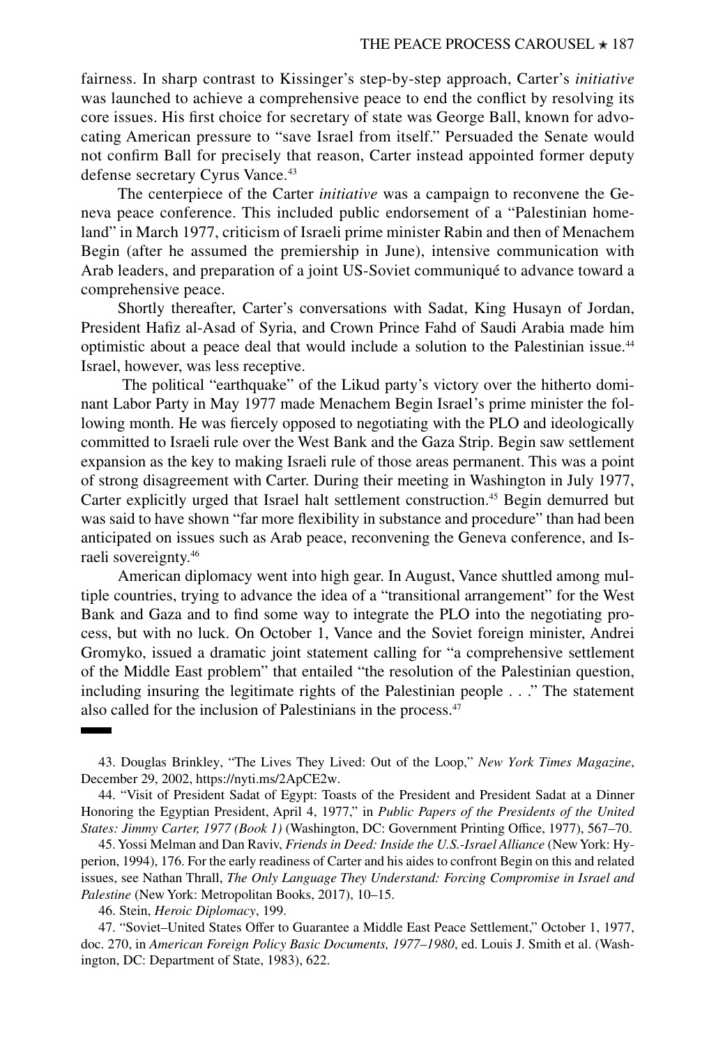fairness. In sharp contrast to Kissinger's step-by-step approach, Carter's *initiative* was launched to achieve a comprehensive peace to end the conflict by resolving its core issues. His first choice for secretary of state was George Ball, known for advocating American pressure to "save Israel from itself." Persuaded the Senate would not confirm Ball for precisely that reason, Carter instead appointed former deputy defense secretary Cyrus Vance.[43]

The centerpiece of the Carter *initiative* was a campaign to reconvene the Geneva peace conference. This included public endorsement of a "Palestinian homeland" in March 1977, criticism of Israeli prime minister Rabin and then of Menachem Begin (after he assumed the premiership in June), intensive communication with Arab leaders, and preparation of a joint US-Soviet communiqué to advance toward a comprehensive peace.

Shortly thereafter, Carter's conversations with Sadat, King Husayn of Jordan, President Hafiz al-Asad of Syria, and Crown Prince Fahd of Saudi Arabia made him optimistic about a peace deal that would include a solution to the Palestinian issue.[44] Israel, however, was less receptive.

The political "earthquake" of the Likud party's victory over the hitherto dominant Labor Party in May 1977 made Menachem Begin Israel's prime minister the following month. He was fiercely opposed to negotiating with the PLO and ideologically committed to Israeli rule over the West Bank and the Gaza Strip. Begin saw settlement expansion as the key to making Israeli rule of those areas permanent. This was a point of strong disagreement with Carter. During their meeting in Washington in July 1977, Carter explicitly urged that Israel halt settlement construction.[45] Begin demurred but was said to have shown "far more flexibility in substance and procedure" than had been anticipated on issues such as Arab peace, reconvening the Geneva conference, and Israeli sovereignty.[46]

American diplomacy went into high gear. In August, Vance shuttled among multiple countries, trying to advance the idea of a "transitional arrangement" for the West Bank and Gaza and to find some way to integrate the PLO into the negotiating process, but with no luck. On October 1, Vance and the Soviet foreign minister, Andrei Gromyko, issued a dramatic joint statement calling for "a comprehensive settlement of the Middle East problem" that entailed "the resolution of the Palestinian question, including insuring the legitimate rights of the Palestinian people . . ." The statement also called for the inclusion of Palestinians in the process.[47]

---

43. Douglas Brinkley, "The Lives They Lived: Out of the Loop," *New York Times Magazine*, December 29, 2002, https://nyti.ms/2ApCE2w.

44. "Visit of President Sadat of Egypt: Toasts of the President and President Sadat at a Dinner Honoring the Egyptian President, April 4, 1977," in *Public Papers of the Presidents of the United States: Jimmy Carter, 1977 (Book 1)* (Washington, DC: Government Printing Office, 1977), 567–70.

45. Yossi Melman and Dan Raviv, *Friends in Deed: Inside the U.S.-Israel Alliance* (New York: Hyperion, 1994), 176. For the early readiness of Carter and his aides to confront Begin on this and related issues, see Nathan Thrall, *The Only Language They Understand: Forcing Compromise in Israel and Palestine* (New York: Metropolitan Books, 2017), 10–15.

46. Stein, *Heroic Diplomacy*, 199.

47. "Soviet–United States Offer to Guarantee a Middle East Peace Settlement," October 1, 1977, doc. 270, in *American Foreign Policy Basic Documents, 1977–1980*, ed. Louis J. Smith et al. (Washington, DC: Department of State, 1983), 622.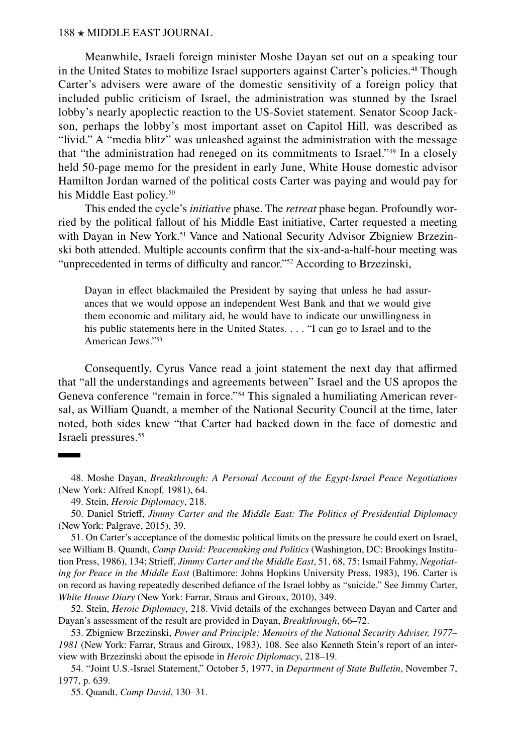Meanwhile, Israeli foreign minister Moshe Dayan set out on a speaking tour in the United States to mobilize Israel supporters against Carter's policies.[48] Though Carter's advisers were aware of the domestic sensitivity of a foreign policy that included public criticism of Israel, the administration was stunned by the Israel lobby's nearly apoplectic reaction to the US-Soviet statement. Senator Scoop Jackson, perhaps the lobby's most important asset on Capitol Hill, was described as "livid." A "media blitz" was unleashed against the administration with the message that "the administration had reneged on its commitments to Israel."[49] In a closely held 50-page memo for the president in early June, White House domestic advisor Hamilton Jordan warned of the political costs Carter was paying and would pay for his Middle East policy.[50]

This ended the cycle's *initiative* phase. The *retreat* phase began. Profoundly worried by the political fallout of his Middle East initiative, Carter requested a meeting with Dayan in New York.[51] Vance and National Security Advisor Zbigniew Brzezinski both attended. Multiple accounts confirm that the six-and-a-half-hour meeting was "unprecedented in terms of difficulty and rancor."[52] According to Brzezinski,

> Dayan in effect blackmailed the President by saying that unless he had assurances that we would oppose an independent West Bank and that we would give them economic and military aid, he would have to indicate our unwillingness in his public statements here in the United States. . . . "I can go to Israel and to the American Jews."[53]

Consequently, Cyrus Vance read a joint statement the next day that affirmed that "all the understandings and agreements between" Israel and the US apropos the Geneva conference "remain in force."[54] This signaled a humiliating American reversal, as William Quandt, a member of the National Security Council at the time, later noted, both sides knew "that Carter had backed down in the face of domestic and Israeli pressures.[55]

---

48. Moshe Dayan, *Breakthrough: A Personal Account of the Egypt-Israel Peace Negotiations* (New York: Alfred Knopf, 1981), 64.

49. Stein, *Heroic Diplomacy*, 218.

50. Daniel Strieff, *Jimmy Carter and the Middle East: The Politics of Presidential Diplomacy* (New York: Palgrave, 2015), 39.

51. On Carter's acceptance of the domestic political limits on the pressure he could exert on Israel, see William B. Quandt, *Camp David: Peacemaking and Politics* (Washington, DC: Brookings Institution Press, 1986), 134; Strieff, *Jimmy Carter and the Middle East*, 51, 68, 75; Ismail Fahmy, *Negotiating for Peace in the Middle East* (Baltimore: Johns Hopkins University Press, 1983), 196. Carter is on record as having repeatedly described defiance of the Israel lobby as "suicide." See Jimmy Carter, *White House Diary* (New York: Farrar, Straus and Giroux, 2010), 349.

52. Stein, *Heroic Diplomacy*, 218. Vivid details of the exchanges between Dayan and Carter and Dayan's assessment of the result are provided in Dayan, *Breakthrough*, 66–72.

53. Zbigniew Brzezinski, *Power and Principle: Memoirs of the National Security Adviser, 1977–1981* (New York: Farrar, Straus and Giroux, 1983), 108. See also Kenneth Stein's report of an interview with Brzezinski about the episode in *Heroic Diplomacy*, 218–19.

54. "Joint U.S.-Israel Statement," October 5, 1977, in *Department of State Bulletin*, November 7, 1977, p. 639.

55. Quandt, *Camp David*, 130–31.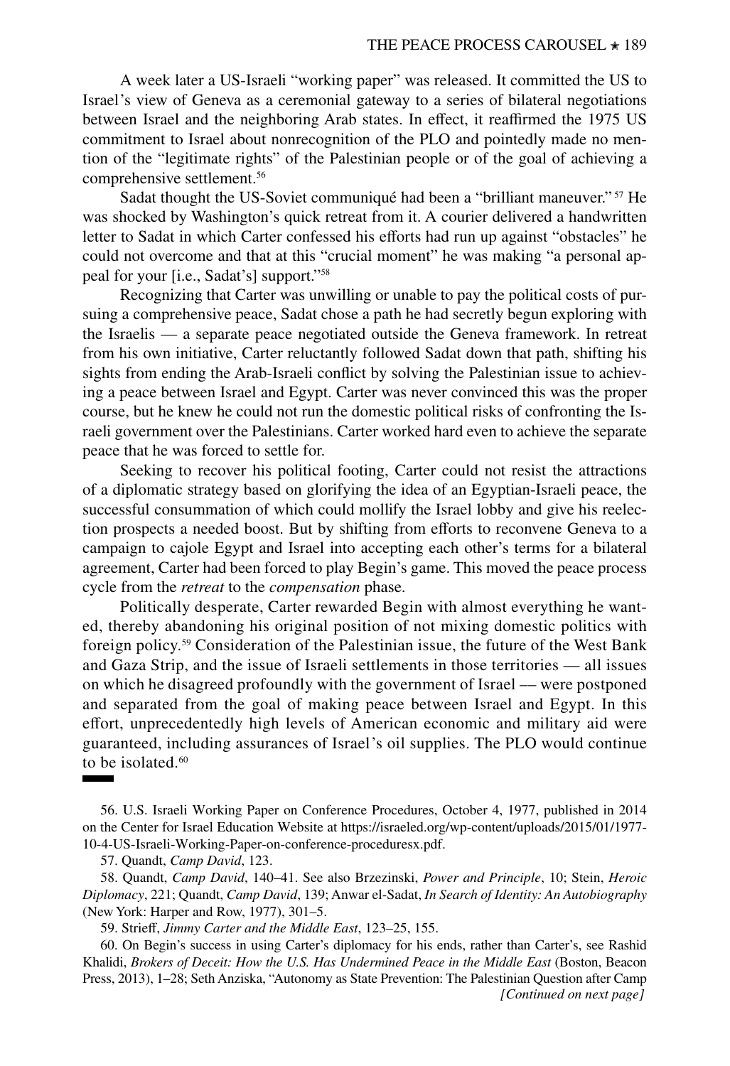A week later a US-Israeli "working paper" was released. It committed the US to Israel's view of Geneva as a ceremonial gateway to a series of bilateral negotiations between Israel and the neighboring Arab states. In effect, it reaffirmed the 1975 US commitment to Israel about nonrecognition of the PLO and pointedly made no mention of the "legitimate rights" of the Palestinian people or of the goal of achieving a comprehensive settlement.[56]

Sadat thought the US-Soviet communiqué had been a "brilliant maneuver."[57] He was shocked by Washington's quick retreat from it. A courier delivered a handwritten letter to Sadat in which Carter confessed his efforts had run up against "obstacles" he could not overcome and that at this "crucial moment" he was making "a personal appeal for your [i.e., Sadat's] support."[58]

Recognizing that Carter was unwilling or unable to pay the political costs of pursuing a comprehensive peace, Sadat chose a path he had secretly begun exploring with the Israelis — a separate peace negotiated outside the Geneva framework. In retreat from his own initiative, Carter reluctantly followed Sadat down that path, shifting his sights from ending the Arab-Israeli conflict by solving the Palestinian issue to achieving a peace between Israel and Egypt. Carter was never convinced this was the proper course, but he knew he could not run the domestic political risks of confronting the Israeli government over the Palestinians. Carter worked hard even to achieve the separate peace that he was forced to settle for.

Seeking to recover his political footing, Carter could not resist the attractions of a diplomatic strategy based on glorifying the idea of an Egyptian-Israeli peace, the successful consummation of which could mollify the Israel lobby and give his reelection prospects a needed boost. But by shifting from efforts to reconvene Geneva to a campaign to cajole Egypt and Israel into accepting each other's terms for a bilateral agreement, Carter had been forced to play Begin's game. This moved the peace process cycle from the *retreat* to the *compensation* phase.

Politically desperate, Carter rewarded Begin with almost everything he wanted, thereby abandoning his original position of not mixing domestic politics with foreign policy.[59] Consideration of the Palestinian issue, the future of the West Bank and Gaza Strip, and the issue of Israeli settlements in those territories — all issues on which he disagreed profoundly with the government of Israel — were postponed and separated from the goal of making peace between Israel and Egypt. In this effort, unprecedentedly high levels of American economic and military aid were guaranteed, including assurances of Israel's oil supplies. The PLO would continue to be isolated.[60]

---

56. U.S. Israeli Working Paper on Conference Procedures, October 4, 1977, published in 2014 on the Center for Israel Education Website at https://israeled.org/wp-content/uploads/2015/01/1977-10-4-US-Israeli-Working-Paper-on-conference-proceduresx.pdf.

57. Quandt, *Camp David*, 123.

58. Quandt, *Camp David*, 140–41. See also Brzezinski, *Power and Principle*, 10; Stein, *Heroic Diplomacy*, 221; Quandt, *Camp David*, 139; Anwar el-Sadat, *In Search of Identity: An Autobiography* (New York: Harper and Row, 1977), 301–5.

59. Strieff, *Jimmy Carter and the Middle East*, 123–25, 155.

60. On Begin's success in using Carter's diplomacy for his ends, rather than Carter's, see Rashid Khalidi, *Brokers of Deceit: How the U.S. Has Undermined Peace in the Middle East* (Boston, Beacon Press, 2013), 1–28; Seth Anziska, "Autonomy as State Prevention: The Palestinian Question after Camp *[Continued on next page]*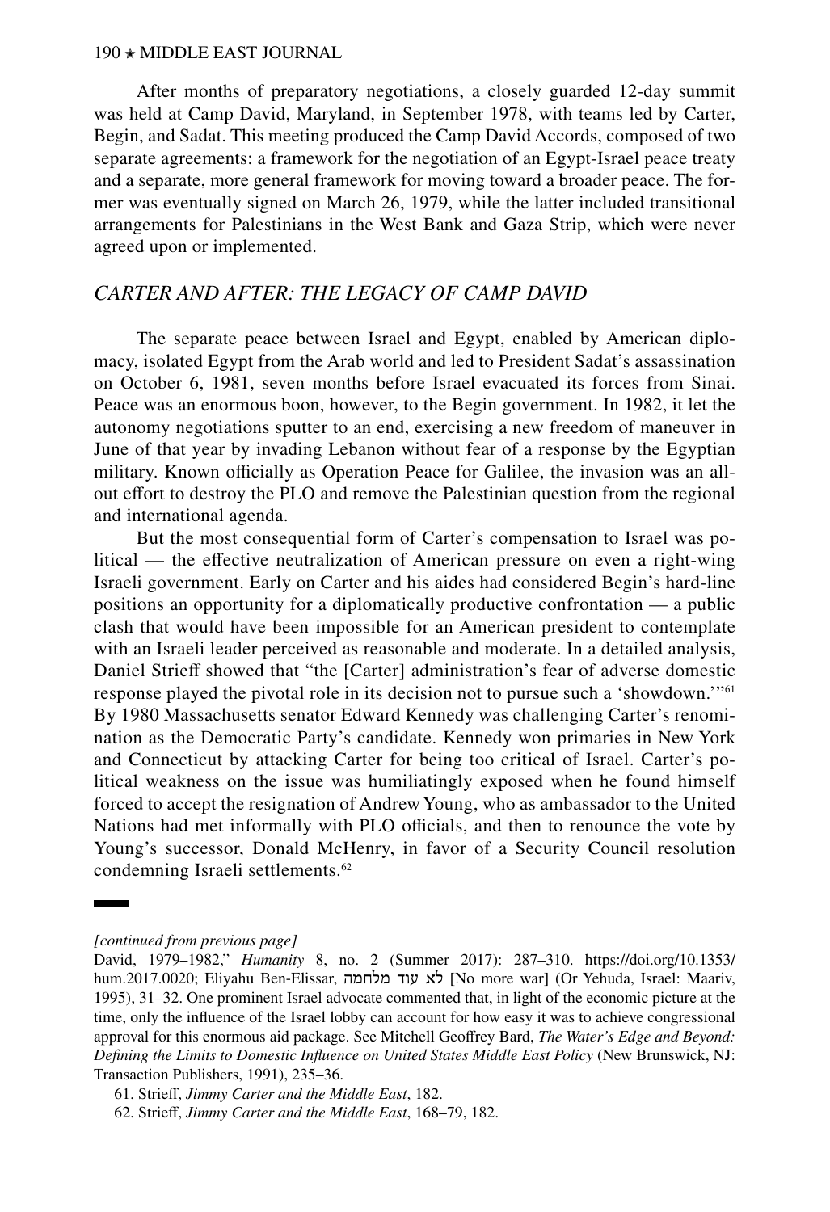After months of preparatory negotiations, a closely guarded 12-day summit was held at Camp David, Maryland, in September 1978, with teams led by Carter, Begin, and Sadat. This meeting produced the Camp David Accords, composed of two separate agreements: a framework for the negotiation of an Egypt-Israel peace treaty and a separate, more general framework for moving toward a broader peace. The former was eventually signed on March 26, 1979, while the latter included transitional arrangements for Palestinians in the West Bank and Gaza Strip, which were never agreed upon or implemented.

## *CARTER AND AFTER: THE LEGACY OF CAMP DAVID*

The separate peace between Israel and Egypt, enabled by American diplomacy, isolated Egypt from the Arab world and led to President Sadat's assassination on October 6, 1981, seven months before Israel evacuated its forces from Sinai. Peace was an enormous boon, however, to the Begin government. In 1982, it let the autonomy negotiations sputter to an end, exercising a new freedom of maneuver in June of that year by invading Lebanon without fear of a response by the Egyptian military. Known officially as Operation Peace for Galilee, the invasion was an all-out effort to destroy the PLO and remove the Palestinian question from the regional and international agenda.

But the most consequential form of Carter's compensation to Israel was political — the effective neutralization of American pressure on even a right-wing Israeli government. Early on Carter and his aides had considered Begin's hard-line positions an opportunity for a diplomatically productive confrontation — a public clash that would have been impossible for an American president to contemplate with an Israeli leader perceived as reasonable and moderate. In a detailed analysis, Daniel Strieff showed that "the [Carter] administration's fear of adverse domestic response played the pivotal role in its decision not to pursue such a 'showdown.'"[61] By 1980 Massachusetts senator Edward Kennedy was challenging Carter's renomination as the Democratic Party's candidate. Kennedy won primaries in New York and Connecticut by attacking Carter for being too critical of Israel. Carter's political weakness on the issue was humiliatingly exposed when he found himself forced to accept the resignation of Andrew Young, who as ambassador to the United Nations had met informally with PLO officials, and then to renounce the vote by Young's successor, Donald McHenry, in favor of a Security Council resolution condemning Israeli settlements.[62]

---

*[continued from previous page]*

David, 1979–1982," *Humanity* 8, no. 2 (Summer 2017): 287–310. https://doi.org/10.1353/hum.2017.0020; Eliyahu Ben-Elissar, לא עוד מלחמה [No more war] (Or Yehuda, Israel: Maariv, 1995), 31–32. One prominent Israel advocate commented that, in light of the economic picture at the time, only the influence of the Israel lobby can account for how easy it was to achieve congressional approval for this enormous aid package. See Mitchell Geoffrey Bard, *The Water's Edge and Beyond: Defining the Limits to Domestic Influence on United States Middle East Policy* (New Brunswick, NJ: Transaction Publishers, 1991), 235–36.

61. Strieff, *Jimmy Carter and the Middle East*, 182.

62. Strieff, *Jimmy Carter and the Middle East*, 168–79, 182.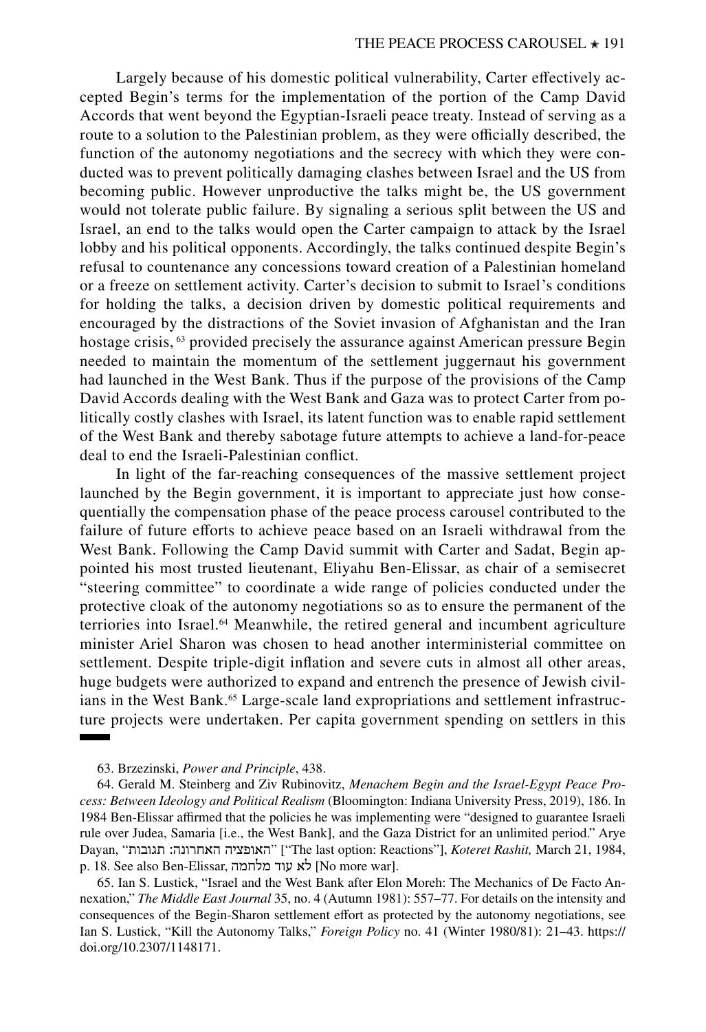Largely because of his domestic political vulnerability, Carter effectively accepted Begin's terms for the implementation of the portion of the Camp David Accords that went beyond the Egyptian-Israeli peace treaty. Instead of serving as a route to a solution to the Palestinian problem, as they were officially described, the function of the autonomy negotiations and the secrecy with which they were conducted was to prevent politically damaging clashes between Israel and the US from becoming public. However unproductive the talks might be, the US government would not tolerate public failure. By signaling a serious split between the US and Israel, an end to the talks would open the Carter campaign to attack by the Israel lobby and his political opponents. Accordingly, the talks continued despite Begin's refusal to countenance any concessions toward creation of a Palestinian homeland or a freeze on settlement activity. Carter's decision to submit to Israel's conditions for holding the talks, a decision driven by domestic political requirements and encouraged by the distractions of the Soviet invasion of Afghanistan and the Iran hostage crisis, [63] provided precisely the assurance against American pressure Begin needed to maintain the momentum of the settlement juggernaut his government had launched in the West Bank. Thus if the purpose of the provisions of the Camp David Accords dealing with the West Bank and Gaza was to protect Carter from politically costly clashes with Israel, its latent function was to enable rapid settlement of the West Bank and thereby sabotage future attempts to achieve a land-for-peace deal to end the Israeli-Palestinian conflict.

In light of the far-reaching consequences of the massive settlement project launched by the Begin government, it is important to appreciate just how consequentially the compensation phase of the peace process carousel contributed to the failure of future efforts to achieve peace based on an Israeli withdrawal from the West Bank. Following the Camp David summit with Carter and Sadat, Begin appointed his most trusted lieutenant, Eliyahu Ben-Elissar, as chair of a semisecret "steering committee" to coordinate a wide range of policies conducted under the protective cloak of the autonomy negotiations so as to ensure the permanent of the terriories into Israel.[64] Meanwhile, the retired general and incumbent agriculture minister Ariel Sharon was chosen to head another interministerial committee on settlement. Despite triple-digit inflation and severe cuts in almost all other areas, huge budgets were authorized to expand and entrench the presence of Jewish civilians in the West Bank.[65] Large-scale land expropriations and settlement infrastructure projects were undertaken. Per capita government spending on settlers in this

---

63. Brzezinski, *Power and Principle*, 438.

64. Gerald M. Steinberg and Ziv Rubinovitz, *Menachem Begin and the Israel-Egypt Peace Process: Between Ideology and Political Realism* (Bloomington: Indiana University Press, 2019), 186. In 1984 Ben-Elissar affirmed that the policies he was implementing were "designed to guarantee Israeli rule over Judea, Samaria [i.e., the West Bank], and the Gaza District for an unlimited period." Arye Dayan, "האופציה האחרונה: תגובות" ["The last option: Reactions"], *Koteret Rashit,* March 21, 1984, p. 18. See also Ben-Elissar, לא עוד מלחמה [No more war].

65. Ian S. Lustick, "Israel and the West Bank after Elon Moreh: The Mechanics of De Facto Annexation," *The Middle East Journal* 35, no. 4 (Autumn 1981): 557–77. For details on the intensity and consequences of the Begin-Sharon settlement effort as protected by the autonomy negotiations, see Ian S. Lustick, "Kill the Autonomy Talks," *Foreign Policy* no. 41 (Winter 1980/81): 21–43. https://doi.org/10.2307/1148171.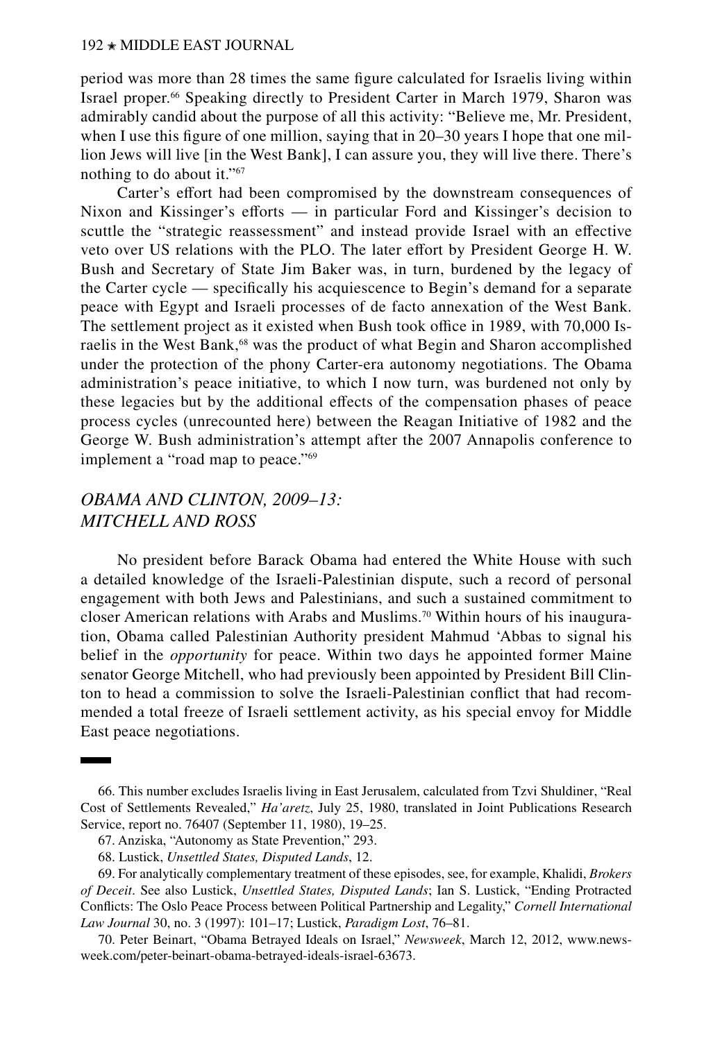period was more than 28 times the same figure calculated for Israelis living within Israel proper.[66] Speaking directly to President Carter in March 1979, Sharon was admirably candid about the purpose of all this activity: "Believe me, Mr. President, when I use this figure of one million, saying that in 20–30 years I hope that one million Jews will live [in the West Bank], I can assure you, they will live there. There's nothing to do about it."[67]

Carter's effort had been compromised by the downstream consequences of Nixon and Kissinger's efforts — in particular Ford and Kissinger's decision to scuttle the "strategic reassessment" and instead provide Israel with an effective veto over US relations with the PLO. The later effort by President George H. W. Bush and Secretary of State Jim Baker was, in turn, burdened by the legacy of the Carter cycle — specifically his acquiescence to Begin's demand for a separate peace with Egypt and Israeli processes of de facto annexation of the West Bank. The settlement project as it existed when Bush took office in 1989, with 70,000 Israelis in the West Bank,[68] was the product of what Begin and Sharon accomplished under the protection of the phony Carter-era autonomy negotiations. The Obama administration's peace initiative, to which I now turn, was burdened not only by these legacies but by the additional effects of the compensation phases of peace process cycles (unrecounted here) between the Reagan Initiative of 1982 and the George W. Bush administration's attempt after the 2007 Annapolis conference to implement a "road map to peace."[69]

## *OBAMA AND CLINTON, 2009–13: MITCHELL AND ROSS*

No president before Barack Obama had entered the White House with such a detailed knowledge of the Israeli-Palestinian dispute, such a record of personal engagement with both Jews and Palestinians, and such a sustained commitment to closer American relations with Arabs and Muslims.[70] Within hours of his inauguration, Obama called Palestinian Authority president Mahmud 'Abbas to signal his belief in the *opportunity* for peace. Within two days he appointed former Maine senator George Mitchell, who had previously been appointed by President Bill Clinton to head a commission to solve the Israeli-Palestinian conflict that had recommended a total freeze of Israeli settlement activity, as his special envoy for Middle East peace negotiations.

---

66. This number excludes Israelis living in East Jerusalem, calculated from Tzvi Shuldiner, "Real Cost of Settlements Revealed," *Ha'aretz*, July 25, 1980, translated in Joint Publications Research Service, report no. 76407 (September 11, 1980), 19–25.

67. Anziska, "Autonomy as State Prevention," 293.

68. Lustick, *Unsettled States, Disputed Lands*, 12.

69. For analytically complementary treatment of these episodes, see, for example, Khalidi, *Brokers of Deceit*. See also Lustick, *Unsettled States, Disputed Lands*; Ian S. Lustick, "Ending Protracted Conflicts: The Oslo Peace Process between Political Partnership and Legality," *Cornell International Law Journal* 30, no. 3 (1997): 101–17; Lustick, *Paradigm Lost*, 76–81.

70. Peter Beinart, "Obama Betrayed Ideals on Israel," *Newsweek*, March 12, 2012, www.newsweek.com/peter-beinart-obama-betrayed-ideals-israel-63673.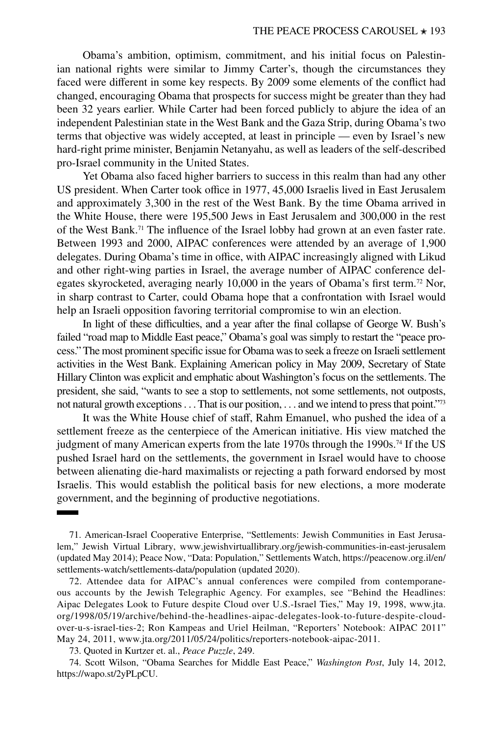Obama's ambition, optimism, commitment, and his initial focus on Palestinian national rights were similar to Jimmy Carter's, though the circumstances they faced were different in some key respects. By 2009 some elements of the conflict had changed, encouraging Obama that prospects for success might be greater than they had been 32 years earlier. While Carter had been forced publicly to abjure the idea of an independent Palestinian state in the West Bank and the Gaza Strip, during Obama's two terms that objective was widely accepted, at least in principle — even by Israel's new hard-right prime minister, Benjamin Netanyahu, as well as leaders of the self-described pro-Israel community in the United States.

Yet Obama also faced higher barriers to success in this realm than had any other US president. When Carter took office in 1977, 45,000 Israelis lived in East Jerusalem and approximately 3,300 in the rest of the West Bank. By the time Obama arrived in the White House, there were 195,500 Jews in East Jerusalem and 300,000 in the rest of the West Bank.[71] The influence of the Israel lobby had grown at an even faster rate. Between 1993 and 2000, AIPAC conferences were attended by an average of 1,900 delegates. During Obama's time in office, with AIPAC increasingly aligned with Likud and other right-wing parties in Israel, the average number of AIPAC conference delegates skyrocketed, averaging nearly 10,000 in the years of Obama's first term.[72] Nor, in sharp contrast to Carter, could Obama hope that a confrontation with Israel would help an Israeli opposition favoring territorial compromise to win an election.

In light of these difficulties, and a year after the final collapse of George W. Bush's failed "road map to Middle East peace," Obama's goal was simply to restart the "peace process." The most prominent specific issue for Obama was to seek a freeze on Israeli settlement activities in the West Bank. Explaining American policy in May 2009, Secretary of State Hillary Clinton was explicit and emphatic about Washington's focus on the settlements. The president, she said, "wants to see a stop to settlements, not some settlements, not outposts, not natural growth exceptions . . . That is our position, . . . and we intend to press that point."[73]

It was the White House chief of staff, Rahm Emanuel, who pushed the idea of a settlement freeze as the centerpiece of the American initiative. His view matched the judgment of many American experts from the late 1970s through the 1990s.[74] If the US pushed Israel hard on the settlements, the government in Israel would have to choose between alienating die-hard maximalists or rejecting a path forward endorsed by most Israelis. This would establish the political basis for new elections, a more moderate government, and the beginning of productive negotiations.

---

71. American-Israel Cooperative Enterprise, "Settlements: Jewish Communities in East Jerusalem," Jewish Virtual Library, www.jewishvirtuallibrary.org/jewish-communities-in-east-jerusalem (updated May 2014); Peace Now, "Data: Population," Settlements Watch, https://peacenow.org.il/en/settlements-watch/settlements-data/population (updated 2020).

72. Attendee data for AIPAC's annual conferences were compiled from contemporaneous accounts by the Jewish Telegraphic Agency. For examples, see "Behind the Headlines: Aipac Delegates Look to Future despite Cloud over U.S.-Israel Ties," May 19, 1998, www.jta.org/1998/05/19/archive/behind-the-headlines-aipac-delegates-look-to-future-despite-cloud-over-u-s-israel-ties-2; Ron Kampeas and Uriel Heilman, "Reporters' Notebook: AIPAC 2011" May 24, 2011, www.jta.org/2011/05/24/politics/reporters-notebook-aipac-2011.

73. Quoted in Kurtzer et. al., *Peace Puzzle*, 249.

74. Scott Wilson, "Obama Searches for Middle East Peace," *Washington Post*, July 14, 2012, https://wapo.st/2yPLpCU.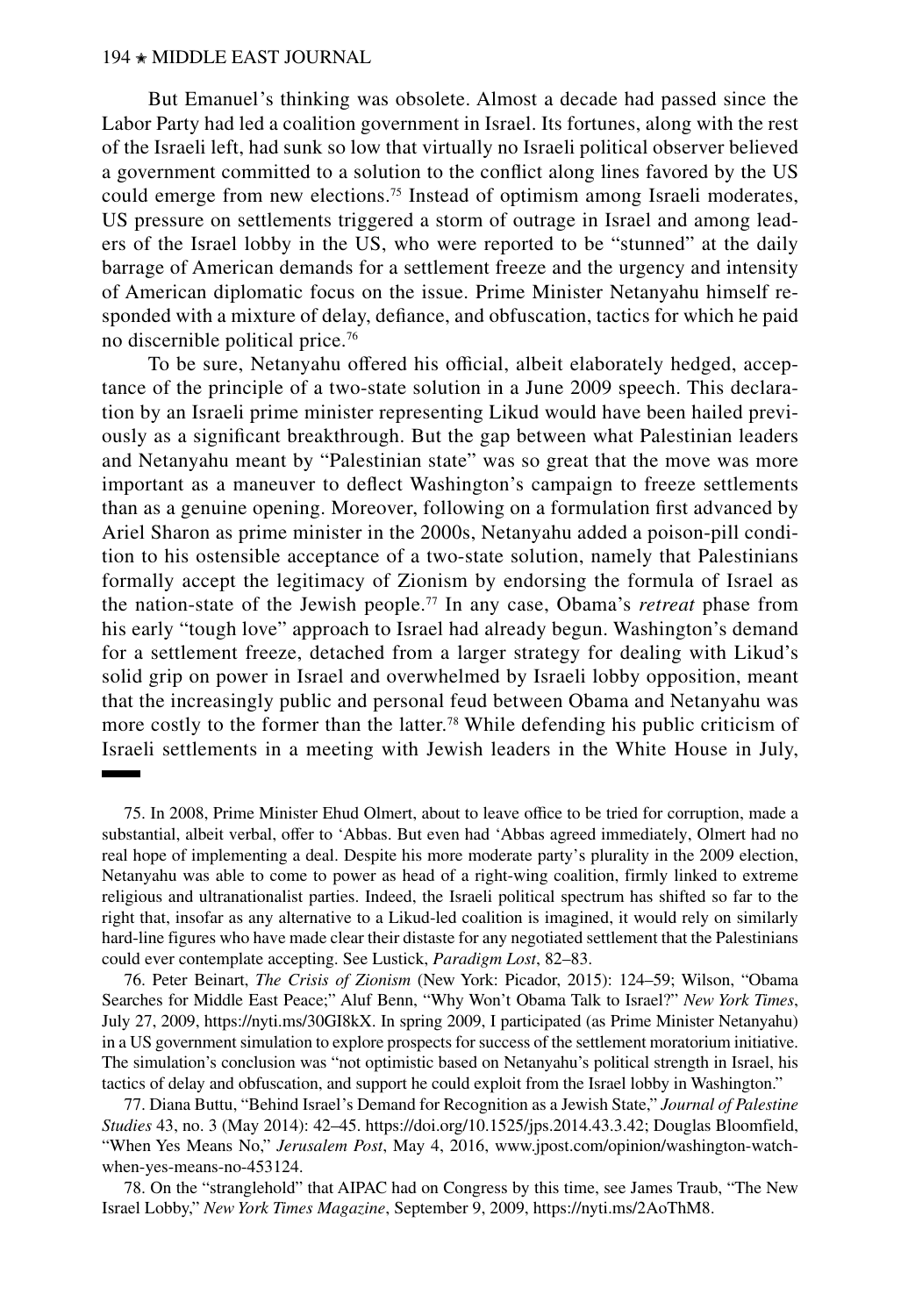But Emanuel's thinking was obsolete. Almost a decade had passed since the Labor Party had led a coalition government in Israel. Its fortunes, along with the rest of the Israeli left, had sunk so low that virtually no Israeli political observer believed a government committed to a solution to the conflict along lines favored by the US could emerge from new elections.[75] Instead of optimism among Israeli moderates, US pressure on settlements triggered a storm of outrage in Israel and among leaders of the Israel lobby in the US, who were reported to be "stunned" at the daily barrage of American demands for a settlement freeze and the urgency and intensity of American diplomatic focus on the issue. Prime Minister Netanyahu himself responded with a mixture of delay, defiance, and obfuscation, tactics for which he paid no discernible political price.[76]

To be sure, Netanyahu offered his official, albeit elaborately hedged, acceptance of the principle of a two-state solution in a June 2009 speech. This declaration by an Israeli prime minister representing Likud would have been hailed previously as a significant breakthrough. But the gap between what Palestinian leaders and Netanyahu meant by "Palestinian state" was so great that the move was more important as a maneuver to deflect Washington's campaign to freeze settlements than as a genuine opening. Moreover, following on a formulation first advanced by Ariel Sharon as prime minister in the 2000s, Netanyahu added a poison-pill condition to his ostensible acceptance of a two-state solution, namely that Palestinians formally accept the legitimacy of Zionism by endorsing the formula of Israel as the nation-state of the Jewish people.[77] In any case, Obama's *retreat* phase from his early "tough love" approach to Israel had already begun. Washington's demand for a settlement freeze, detached from a larger strategy for dealing with Likud's solid grip on power in Israel and overwhelmed by Israeli lobby opposition, meant that the increasingly public and personal feud between Obama and Netanyahu was more costly to the former than the latter.[78] While defending his public criticism of Israeli settlements in a meeting with Jewish leaders in the White House in July,

---

75. In 2008, Prime Minister Ehud Olmert, about to leave office to be tried for corruption, made a substantial, albeit verbal, offer to 'Abbas. But even had 'Abbas agreed immediately, Olmert had no real hope of implementing a deal. Despite his more moderate party's plurality in the 2009 election, Netanyahu was able to come to power as head of a right-wing coalition, firmly linked to extreme religious and ultranationalist parties. Indeed, the Israeli political spectrum has shifted so far to the right that, insofar as any alternative to a Likud-led coalition is imagined, it would rely on similarly hard-line figures who have made clear their distaste for any negotiated settlement that the Palestinians could ever contemplate accepting. See Lustick, *Paradigm Lost*, 82–83.

76. Peter Beinart, *The Crisis of Zionism* (New York: Picador, 2015): 124–59; Wilson, "Obama Searches for Middle East Peace;" Aluf Benn, "Why Won't Obama Talk to Israel?" *New York Times*, July 27, 2009, https://nyti.ms/30GI8kX. In spring 2009, I participated (as Prime Minister Netanyahu) in a US government simulation to explore prospects for success of the settlement moratorium initiative. The simulation's conclusion was "not optimistic based on Netanyahu's political strength in Israel, his tactics of delay and obfuscation, and support he could exploit from the Israel lobby in Washington."

77. Diana Buttu, "Behind Israel's Demand for Recognition as a Jewish State," *Journal of Palestine Studies* 43, no. 3 (May 2014): 42–45. https://doi.org/10.1525/jps.2014.43.3.42; Douglas Bloomfield, "When Yes Means No," *Jerusalem Post*, May 4, 2016, www.jpost.com/opinion/washington-watch-when-yes-means-no-453124.

78. On the "stranglehold" that AIPAC had on Congress by this time, see James Traub, "The New Israel Lobby," *New York Times Magazine*, September 9, 2009, https://nyti.ms/2AoThM8.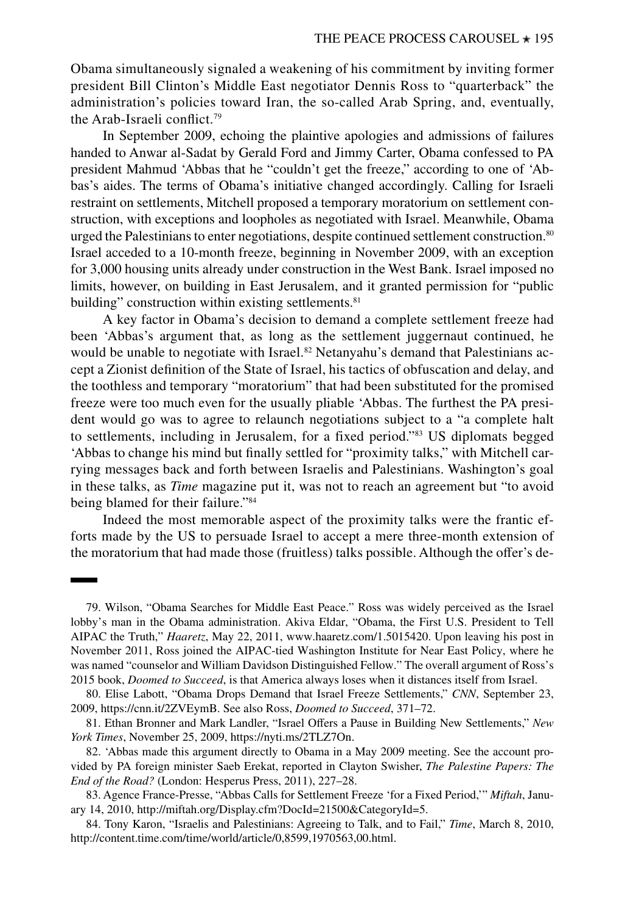Obama simultaneously signaled a weakening of his commitment by inviting former president Bill Clinton's Middle East negotiator Dennis Ross to "quarterback" the administration's policies toward Iran, the so-called Arab Spring, and, eventually, the Arab-Israeli conflict.[79]

In September 2009, echoing the plaintive apologies and admissions of failures handed to Anwar al-Sadat by Gerald Ford and Jimmy Carter, Obama confessed to PA president Mahmud 'Abbas that he "couldn't get the freeze," according to one of 'Abbas's aides. The terms of Obama's initiative changed accordingly. Calling for Israeli restraint on settlements, Mitchell proposed a temporary moratorium on settlement construction, with exceptions and loopholes as negotiated with Israel. Meanwhile, Obama urged the Palestinians to enter negotiations, despite continued settlement construction.[80] Israel acceded to a 10-month freeze, beginning in November 2009, with an exception for 3,000 housing units already under construction in the West Bank. Israel imposed no limits, however, on building in East Jerusalem, and it granted permission for "public building" construction within existing settlements.[81]

A key factor in Obama's decision to demand a complete settlement freeze had been 'Abbas's argument that, as long as the settlement juggernaut continued, he would be unable to negotiate with Israel.[82] Netanyahu's demand that Palestinians accept a Zionist definition of the State of Israel, his tactics of obfuscation and delay, and the toothless and temporary "moratorium" that had been substituted for the promised freeze were too much even for the usually pliable 'Abbas. The furthest the PA president would go was to agree to relaunch negotiations subject to a "a complete halt to settlements, including in Jerusalem, for a fixed period."[83] US diplomats begged 'Abbas to change his mind but finally settled for "proximity talks," with Mitchell carrying messages back and forth between Israelis and Palestinians. Washington's goal in these talks, as *Time* magazine put it, was not to reach an agreement but "to avoid being blamed for their failure."[84]

Indeed the most memorable aspect of the proximity talks were the frantic efforts made by the US to persuade Israel to accept a mere three-month extension of the moratorium that had made those (fruitless) talks possible. Although the offer's de-

---

79. Wilson, "Obama Searches for Middle East Peace." Ross was widely perceived as the Israel lobby's man in the Obama administration. Akiva Eldar, "Obama, the First U.S. President to Tell AIPAC the Truth," *Haaretz*, May 22, 2011, www.haaretz.com/1.5015420. Upon leaving his post in November 2011, Ross joined the AIPAC-tied Washington Institute for Near East Policy, where he was named "counselor and William Davidson Distinguished Fellow." The overall argument of Ross's 2015 book, *Doomed to Succeed*, is that America always loses when it distances itself from Israel.

80. Elise Labott, "Obama Drops Demand that Israel Freeze Settlements," *CNN*, September 23, 2009, https://cnn.it/2ZVEymB. See also Ross, *Doomed to Succeed*, 371–72.

81. Ethan Bronner and Mark Landler, "Israel Offers a Pause in Building New Settlements," *New York Times*, November 25, 2009, https://nyti.ms/2TLZ7On.

82. 'Abbas made this argument directly to Obama in a May 2009 meeting. See the account provided by PA foreign minister Saeb Erekat, reported in Clayton Swisher, *The Palestine Papers: The End of the Road?* (London: Hesperus Press, 2011), 227–28.

83. Agence France-Presse, "Abbas Calls for Settlement Freeze 'for a Fixed Period,'" *Miftah*, January 14, 2010, http://miftah.org/Display.cfm?DocId=21500&CategoryId=5.

84. Tony Karon, "Israelis and Palestinians: Agreeing to Talk, and to Fail," *Time*, March 8, 2010, http://content.time.com/time/world/article/0,8599,1970563,00.html.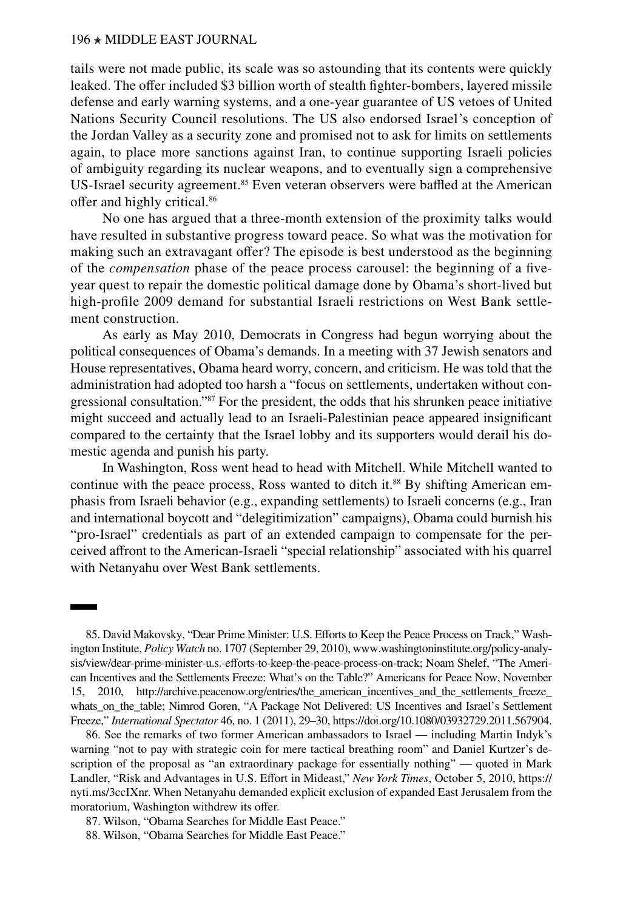tails were not made public, its scale was so astounding that its contents were quickly leaked. The offer included $3 billion worth of stealth fighter-bombers, layered missile defense and early warning systems, and a one-year guarantee of US vetoes of United Nations Security Council resolutions. The US also endorsed Israel's conception of the Jordan Valley as a security zone and promised not to ask for limits on settlements again, to place more sanctions against Iran, to continue supporting Israeli policies of ambiguity regarding its nuclear weapons, and to eventually sign a comprehensive US-Israel security agreement.[85] Even veteran observers were baffled at the American offer and highly critical.[86]

No one has argued that a three-month extension of the proximity talks would have resulted in substantive progress toward peace. So what was the motivation for making such an extravagant offer? The episode is best understood as the beginning of the *compensation* phase of the peace process carousel: the beginning of a five-year quest to repair the domestic political damage done by Obama's short-lived but high-profile 2009 demand for substantial Israeli restrictions on West Bank settlement construction.

As early as May 2010, Democrats in Congress had begun worrying about the political consequences of Obama's demands. In a meeting with 37 Jewish senators and House representatives, Obama heard worry, concern, and criticism. He was told that the administration had adopted too harsh a "focus on settlements, undertaken without congressional consultation."[87] For the president, the odds that his shrunken peace initiative might succeed and actually lead to an Israeli-Palestinian peace appeared insignificant compared to the certainty that the Israel lobby and its supporters would derail his domestic agenda and punish his party.

In Washington, Ross went head to head with Mitchell. While Mitchell wanted to continue with the peace process, Ross wanted to ditch it.[88] By shifting American emphasis from Israeli behavior (e.g., expanding settlements) to Israeli concerns (e.g., Iran and international boycott and "delegitimization" campaigns), Obama could burnish his "pro-Israel" credentials as part of an extended campaign to compensate for the perceived affront to the American-Israeli "special relationship" associated with his quarrel with Netanyahu over West Bank settlements.

---

85. David Makovsky, "Dear Prime Minister: U.S. Efforts to Keep the Peace Process on Track," Washington Institute, *Policy Watch* no. 1707 (September 29, 2010), www.washingtoninstitute.org/policy-analysis/view/dear-prime-minister-u.s.-efforts-to-keep-the-peace-process-on-track; Noam Shelef, "The American Incentives and the Settlements Freeze: What's on the Table?" Americans for Peace Now, November 15, 2010, http://archive.peacenow.org/entries/the_american_incentives_and_the_settlements_freeze_whats_on_the_table; Nimrod Goren, "A Package Not Delivered: US Incentives and Israel's Settlement Freeze," *International Spectator* 46, no. 1 (2011), 29–30, https://doi.org/10.1080/03932729.2011.567904.

86. See the remarks of two former American ambassadors to Israel — including Martin Indyk's warning "not to pay with strategic coin for mere tactical breathing room" and Daniel Kurtzer's description of the proposal as "an extraordinary package for essentially nothing" — quoted in Mark Landler, "Risk and Advantages in U.S. Effort in Mideast," *New York Times*, October 5, 2010, https://nyti.ms/3ccIXnr. When Netanyahu demanded explicit exclusion of expanded East Jerusalem from the moratorium, Washington withdrew its offer.

87. Wilson, "Obama Searches for Middle East Peace."

88. Wilson, "Obama Searches for Middle East Peace."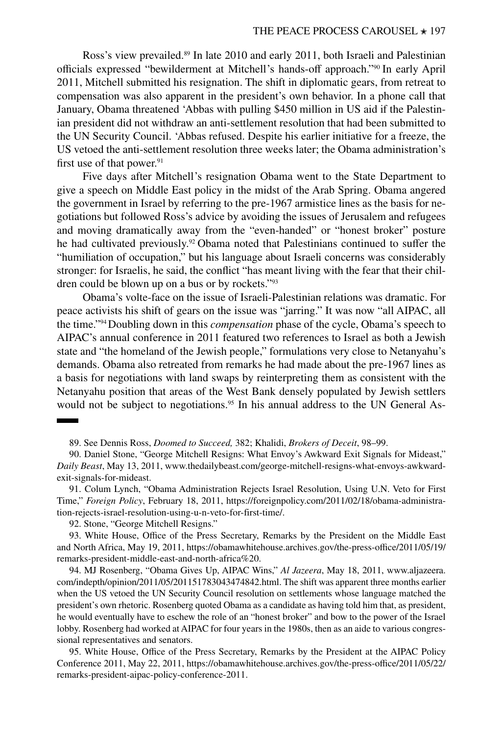Ross's view prevailed.[89] In late 2010 and early 2011, both Israeli and Palestinian officials expressed "bewilderment at Mitchell's hands-off approach."[90] In early April 2011, Mitchell submitted his resignation. The shift in diplomatic gears, from retreat to compensation was also apparent in the president's own behavior. In a phone call that January, Obama threatened 'Abbas with pulling $450 million in US aid if the Palestinian president did not withdraw an anti-settlement resolution that had been submitted to the UN Security Council. 'Abbas refused. Despite his earlier initiative for a freeze, the US vetoed the anti-settlement resolution three weeks later; the Obama administration's first use of that power.[91]

Five days after Mitchell's resignation Obama went to the State Department to give a speech on Middle East policy in the midst of the Arab Spring. Obama angered the government in Israel by referring to the pre-1967 armistice lines as the basis for negotiations but followed Ross's advice by avoiding the issues of Jerusalem and refugees and moving dramatically away from the "even-handed" or "honest broker" posture he had cultivated previously.[92] Obama noted that Palestinians continued to suffer the "humiliation of occupation," but his language about Israeli concerns was considerably stronger: for Israelis, he said, the conflict "has meant living with the fear that their children could be blown up on a bus or by rockets."[93]

Obama's volte-face on the issue of Israeli-Palestinian relations was dramatic. For peace activists his shift of gears on the issue was "jarring." It was now "all AIPAC, all the time."[94] Doubling down in this *compensation* phase of the cycle, Obama's speech to AIPAC's annual conference in 2011 featured two references to Israel as both a Jewish state and "the homeland of the Jewish people," formulations very close to Netanyahu's demands. Obama also retreated from remarks he had made about the pre-1967 lines as a basis for negotiations with land swaps by reinterpreting them as consistent with the Netanyahu position that areas of the West Bank densely populated by Jewish settlers would not be subject to negotiations.[95] In his annual address to the UN General As-

---

89. See Dennis Ross, *Doomed to Succeed,* 382; Khalidi, *Brokers of Deceit*, 98–99.

90. Daniel Stone, "George Mitchell Resigns: What Envoy's Awkward Exit Signals for Mideast," *Daily Beast*, May 13, 2011, www.thedailybeast.com/george-mitchell-resigns-what-envoys-awkward-exit-signals-for-mideast.

91. Colum Lynch, "Obama Administration Rejects Israel Resolution, Using U.N. Veto for First Time," *Foreign Policy*, February 18, 2011, https://foreignpolicy.com/2011/02/18/obama-administration-rejects-israel-resolution-using-u-n-veto-for-first-time/.

92. Stone, "George Mitchell Resigns."

93. White House, Office of the Press Secretary, Remarks by the President on the Middle East and North Africa, May 19, 2011, https://obamawhitehouse.archives.gov/the-press-office/2011/05/19/remarks-president-middle-east-and-north-africa%20.

94. MJ Rosenberg, "Obama Gives Up, AIPAC Wins," *Al Jazeera*, May 18, 2011, www.aljazeera.com/indepth/opinion/2011/05/201151783043474842.html. The shift was apparent three months earlier when the US vetoed the UN Security Council resolution on settlements whose language matched the president's own rhetoric. Rosenberg quoted Obama as a candidate as having told him that, as president, he would eventually have to eschew the role of an "honest broker" and bow to the power of the Israel lobby. Rosenberg had worked at AIPAC for four years in the 1980s, then as an aide to various congressional representatives and senators.

95. White House, Office of the Press Secretary, Remarks by the President at the AIPAC Policy Conference 2011, May 22, 2011, https://obamawhitehouse.archives.gov/the-press-office/2011/05/22/remarks-president-aipac-policy-conference-2011.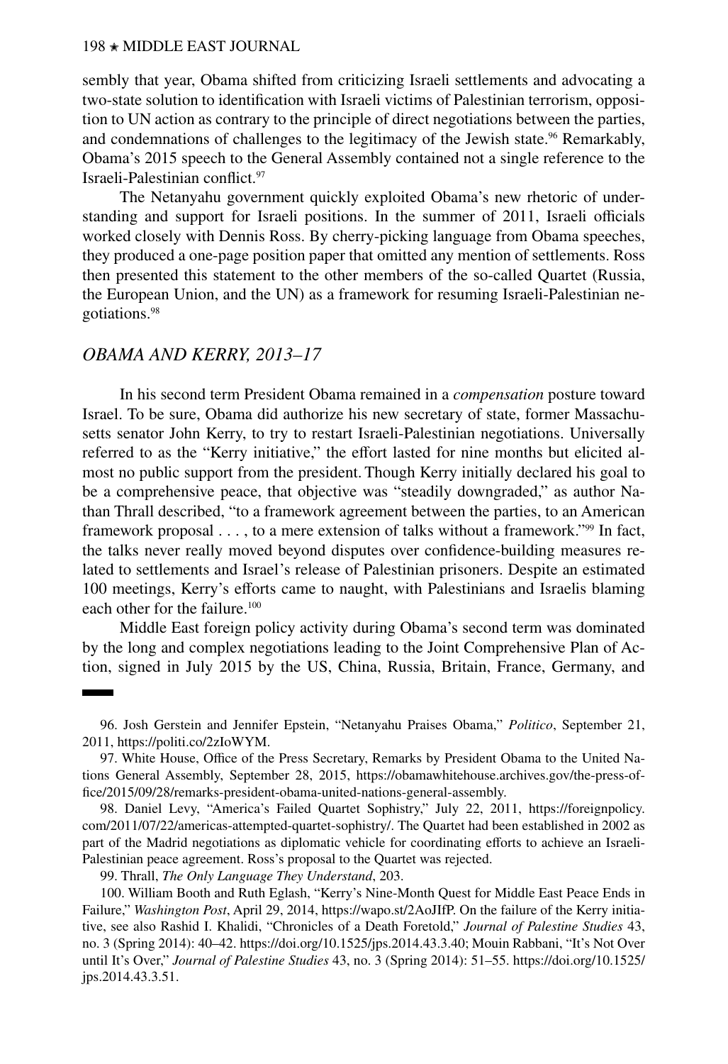sembly that year, Obama shifted from criticizing Israeli settlements and advocating a two-state solution to identification with Israeli victims of Palestinian terrorism, opposition to UN action as contrary to the principle of direct negotiations between the parties, and condemnations of challenges to the legitimacy of the Jewish state.[96] Remarkably, Obama's 2015 speech to the General Assembly contained not a single reference to the Israeli-Palestinian conflict.[97]

The Netanyahu government quickly exploited Obama's new rhetoric of understanding and support for Israeli positions. In the summer of 2011, Israeli officials worked closely with Dennis Ross. By cherry-picking language from Obama speeches, they produced a one-page position paper that omitted any mention of settlements. Ross then presented this statement to the other members of the so-called Quartet (Russia, the European Union, and the UN) as a framework for resuming Israeli-Palestinian negotiations.[98]

## *OBAMA AND KERRY, 2013–17*

In his second term President Obama remained in a *compensation* posture toward Israel. To be sure, Obama did authorize his new secretary of state, former Massachusetts senator John Kerry, to try to restart Israeli-Palestinian negotiations. Universally referred to as the "Kerry initiative," the effort lasted for nine months but elicited almost no public support from the president. Though Kerry initially declared his goal to be a comprehensive peace, that objective was "steadily downgraded," as author Nathan Thrall described, "to a framework agreement between the parties, to an American framework proposal . . . , to a mere extension of talks without a framework."[99] In fact, the talks never really moved beyond disputes over confidence-building measures related to settlements and Israel's release of Palestinian prisoners. Despite an estimated 100 meetings, Kerry's efforts came to naught, with Palestinians and Israelis blaming each other for the failure.[100]

Middle East foreign policy activity during Obama's second term was dominated by the long and complex negotiations leading to the Joint Comprehensive Plan of Action, signed in July 2015 by the US, China, Russia, Britain, France, Germany, and

---

96. Josh Gerstein and Jennifer Epstein, "Netanyahu Praises Obama," *Politico*, September 21, 2011, https://politi.co/2zIoWYM.

97. White House, Office of the Press Secretary, Remarks by President Obama to the United Nations General Assembly, September 28, 2015, https://obamawhitehouse.archives.gov/the-press-office/2015/09/28/remarks-president-obama-united-nations-general-assembly.

98. Daniel Levy, "America's Failed Quartet Sophistry," July 22, 2011, https://foreignpolicy.com/2011/07/22/americas-attempted-quartet-sophistry/. The Quartet had been established in 2002 as part of the Madrid negotiations as diplomatic vehicle for coordinating efforts to achieve an Israeli-Palestinian peace agreement. Ross's proposal to the Quartet was rejected.

99. Thrall, *The Only Language They Understand*, 203.

100. William Booth and Ruth Eglash, "Kerry's Nine-Month Quest for Middle East Peace Ends in Failure," *Washington Post*, April 29, 2014, https://wapo.st/2AoJIfP. On the failure of the Kerry initiative, see also Rashid I. Khalidi, "Chronicles of a Death Foretold," *Journal of Palestine Studies* 43, no. 3 (Spring 2014): 40–42. https://doi.org/10.1525/jps.2014.43.3.40; Mouin Rabbani, "It's Not Over until It's Over," *Journal of Palestine Studies* 43, no. 3 (Spring 2014): 51–55. https://doi.org/10.1525/jps.2014.43.3.51.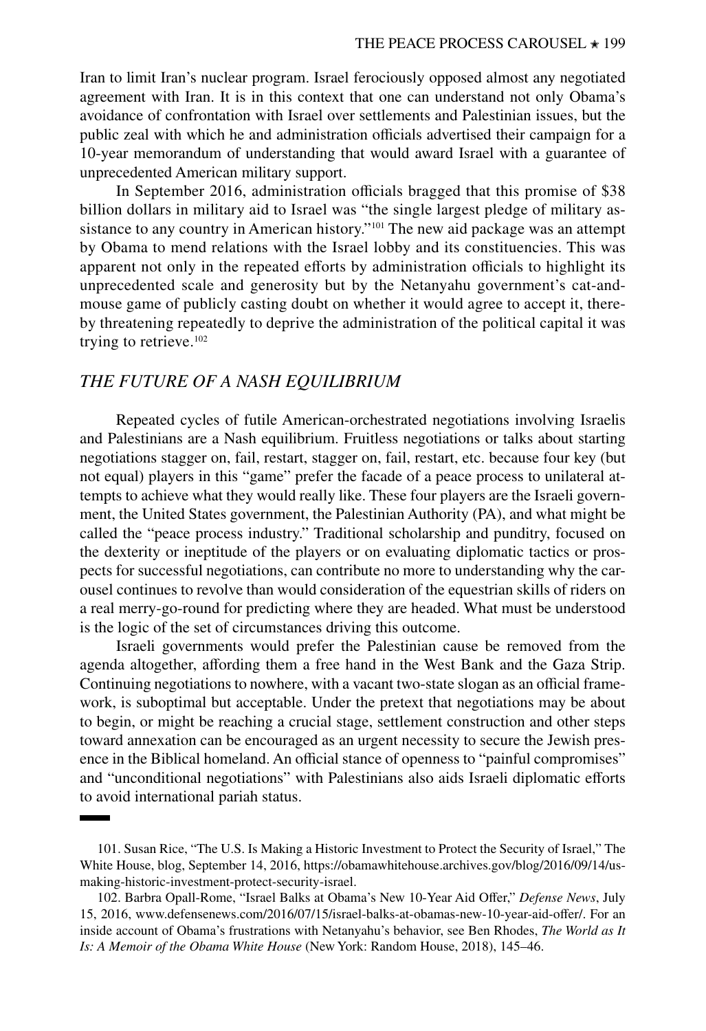Iran to limit Iran's nuclear program. Israel ferociously opposed almost any negotiated agreement with Iran. It is in this context that one can understand not only Obama's avoidance of confrontation with Israel over settlements and Palestinian issues, but the public zeal with which he and administration officials advertised their campaign for a 10-year memorandum of understanding that would award Israel with a guarantee of unprecedented American military support.

In September 2016, administration officials bragged that this promise of $38 billion dollars in military aid to Israel was "the single largest pledge of military assistance to any country in American history."[101] The new aid package was an attempt by Obama to mend relations with the Israel lobby and its constituencies. This was apparent not only in the repeated efforts by administration officials to highlight its unprecedented scale and generosity but by the Netanyahu government's cat-and-mouse game of publicly casting doubt on whether it would agree to accept it, thereby threatening repeatedly to deprive the administration of the political capital it was trying to retrieve.[102]

## *THE FUTURE OF A NASH EQUILIBRIUM*

Repeated cycles of futile American-orchestrated negotiations involving Israelis and Palestinians are a Nash equilibrium. Fruitless negotiations or talks about starting negotiations stagger on, fail, restart, stagger on, fail, restart, etc. because four key (but not equal) players in this "game" prefer the facade of a peace process to unilateral attempts to achieve what they would really like. These four players are the Israeli government, the United States government, the Palestinian Authority (PA), and what might be called the "peace process industry." Traditional scholarship and punditry, focused on the dexterity or ineptitude of the players or on evaluating diplomatic tactics or prospects for successful negotiations, can contribute no more to understanding why the carousel continues to revolve than would consideration of the equestrian skills of riders on a real merry-go-round for predicting where they are headed. What must be understood is the logic of the set of circumstances driving this outcome.

Israeli governments would prefer the Palestinian cause be removed from the agenda altogether, affording them a free hand in the West Bank and the Gaza Strip. Continuing negotiations to nowhere, with a vacant two-state slogan as an official framework, is suboptimal but acceptable. Under the pretext that negotiations may be about to begin, or might be reaching a crucial stage, settlement construction and other steps toward annexation can be encouraged as an urgent necessity to secure the Jewish presence in the Biblical homeland. An official stance of openness to "painful compromises" and "unconditional negotiations" with Palestinians also aids Israeli diplomatic efforts to avoid international pariah status.

---

101. Susan Rice, "The U.S. Is Making a Historic Investment to Protect the Security of Israel," The White House, blog, September 14, 2016, https://obamawhitehouse.archives.gov/blog/2016/09/14/us-making-historic-investment-protect-security-israel.

102. Barbra Opall-Rome, "Israel Balks at Obama's New 10-Year Aid Offer," *Defense News*, July 15, 2016, www.defensenews.com/2016/07/15/israel-balks-at-obamas-new-10-year-aid-offer/. For an inside account of Obama's frustrations with Netanyahu's behavior, see Ben Rhodes, *The World as It Is: A Memoir of the Obama White House* (New York: Random House, 2018), 145–46.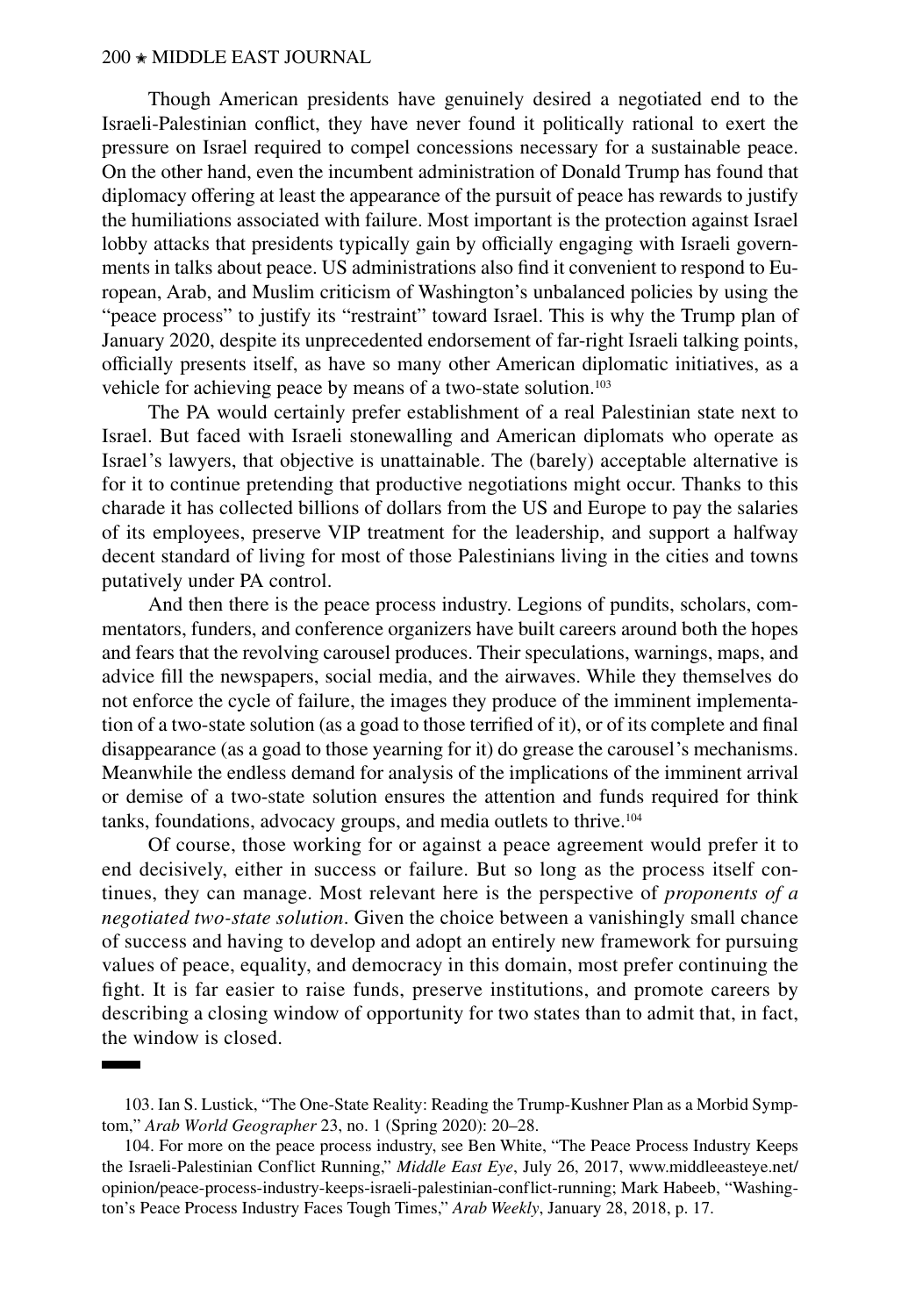Though American presidents have genuinely desired a negotiated end to the Israeli-Palestinian conflict, they have never found it politically rational to exert the pressure on Israel required to compel concessions necessary for a sustainable peace. On the other hand, even the incumbent administration of Donald Trump has found that diplomacy offering at least the appearance of the pursuit of peace has rewards to justify the humiliations associated with failure. Most important is the protection against Israel lobby attacks that presidents typically gain by officially engaging with Israeli governments in talks about peace. US administrations also find it convenient to respond to European, Arab, and Muslim criticism of Washington's unbalanced policies by using the "peace process" to justify its "restraint" toward Israel. This is why the Trump plan of January 2020, despite its unprecedented endorsement of far-right Israeli talking points, officially presents itself, as have so many other American diplomatic initiatives, as a vehicle for achieving peace by means of a two-state solution.[103]

The PA would certainly prefer establishment of a real Palestinian state next to Israel. But faced with Israeli stonewalling and American diplomats who operate as Israel's lawyers, that objective is unattainable. The (barely) acceptable alternative is for it to continue pretending that productive negotiations might occur. Thanks to this charade it has collected billions of dollars from the US and Europe to pay the salaries of its employees, preserve VIP treatment for the leadership, and support a halfway decent standard of living for most of those Palestinians living in the cities and towns putatively under PA control.

And then there is the peace process industry. Legions of pundits, scholars, commentators, funders, and conference organizers have built careers around both the hopes and fears that the revolving carousel produces. Their speculations, warnings, maps, and advice fill the newspapers, social media, and the airwaves. While they themselves do not enforce the cycle of failure, the images they produce of the imminent implementation of a two-state solution (as a goad to those terrified of it), or of its complete and final disappearance (as a goad to those yearning for it) do grease the carousel's mechanisms. Meanwhile the endless demand for analysis of the implications of the imminent arrival or demise of a two-state solution ensures the attention and funds required for think tanks, foundations, advocacy groups, and media outlets to thrive.[104]

Of course, those working for or against a peace agreement would prefer it to end decisively, either in success or failure. But so long as the process itself continues, they can manage. Most relevant here is the perspective of *proponents of a negotiated two-state solution*. Given the choice between a vanishingly small chance of success and having to develop and adopt an entirely new framework for pursuing values of peace, equality, and democracy in this domain, most prefer continuing the fight. It is far easier to raise funds, preserve institutions, and promote careers by describing a closing window of opportunity for two states than to admit that, in fact, the window is closed.

---

103. Ian S. Lustick, "The One-State Reality: Reading the Trump-Kushner Plan as a Morbid Symptom," *Arab World Geographer* 23, no. 1 (Spring 2020): 20–28.

104. For more on the peace process industry, see Ben White, "The Peace Process Industry Keeps the Israeli-Palestinian Conflict Running," *Middle East Eye*, July 26, 2017, www.middleeasteye.net/opinion/peace-process-industry-keeps-israeli-palestinian-conflict-running; Mark Habeeb, "Washington's Peace Process Industry Faces Tough Times," *Arab Weekly*, January 28, 2018, p. 17.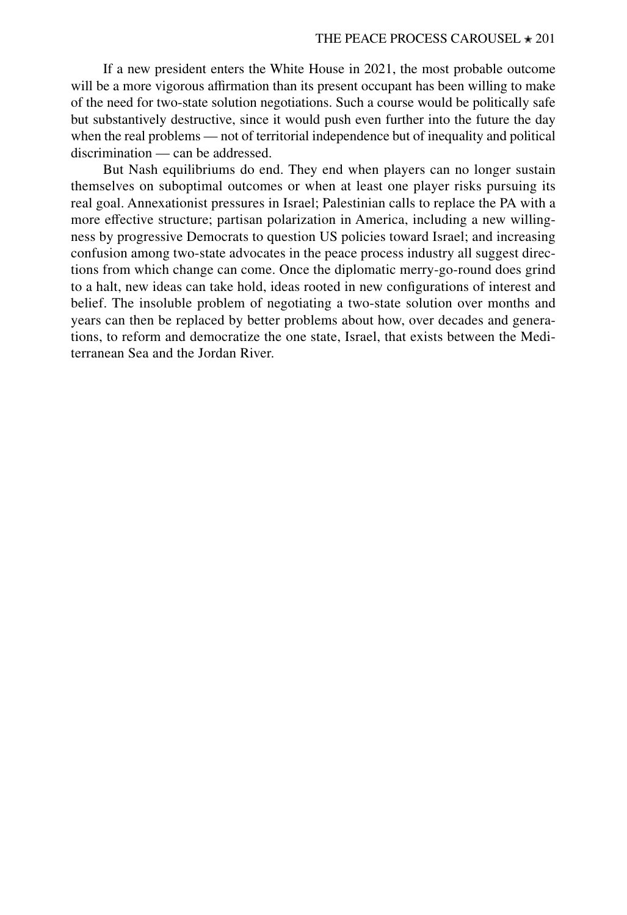If a new president enters the White House in 2021, the most probable outcome will be a more vigorous affirmation than its present occupant has been willing to make of the need for two-state solution negotiations. Such a course would be politically safe but substantively destructive, since it would push even further into the future the day when the real problems — not of territorial independence but of inequality and political discrimination — can be addressed.

But Nash equilibriums do end. They end when players can no longer sustain themselves on suboptimal outcomes or when at least one player risks pursuing its real goal. Annexationist pressures in Israel; Palestinian calls to replace the PA with a more effective structure; partisan polarization in America, including a new willingness by progressive Democrats to question US policies toward Israel; and increasing confusion among two-state advocates in the peace process industry all suggest directions from which change can come. Once the diplomatic merry-go-round does grind to a halt, new ideas can take hold, ideas rooted in new configurations of interest and belief. The insoluble problem of negotiating a two-state solution over months and years can then be replaced by better problems about how, over decades and generations, to reform and democratize the one state, Israel, that exists between the Mediterranean Sea and the Jordan River.